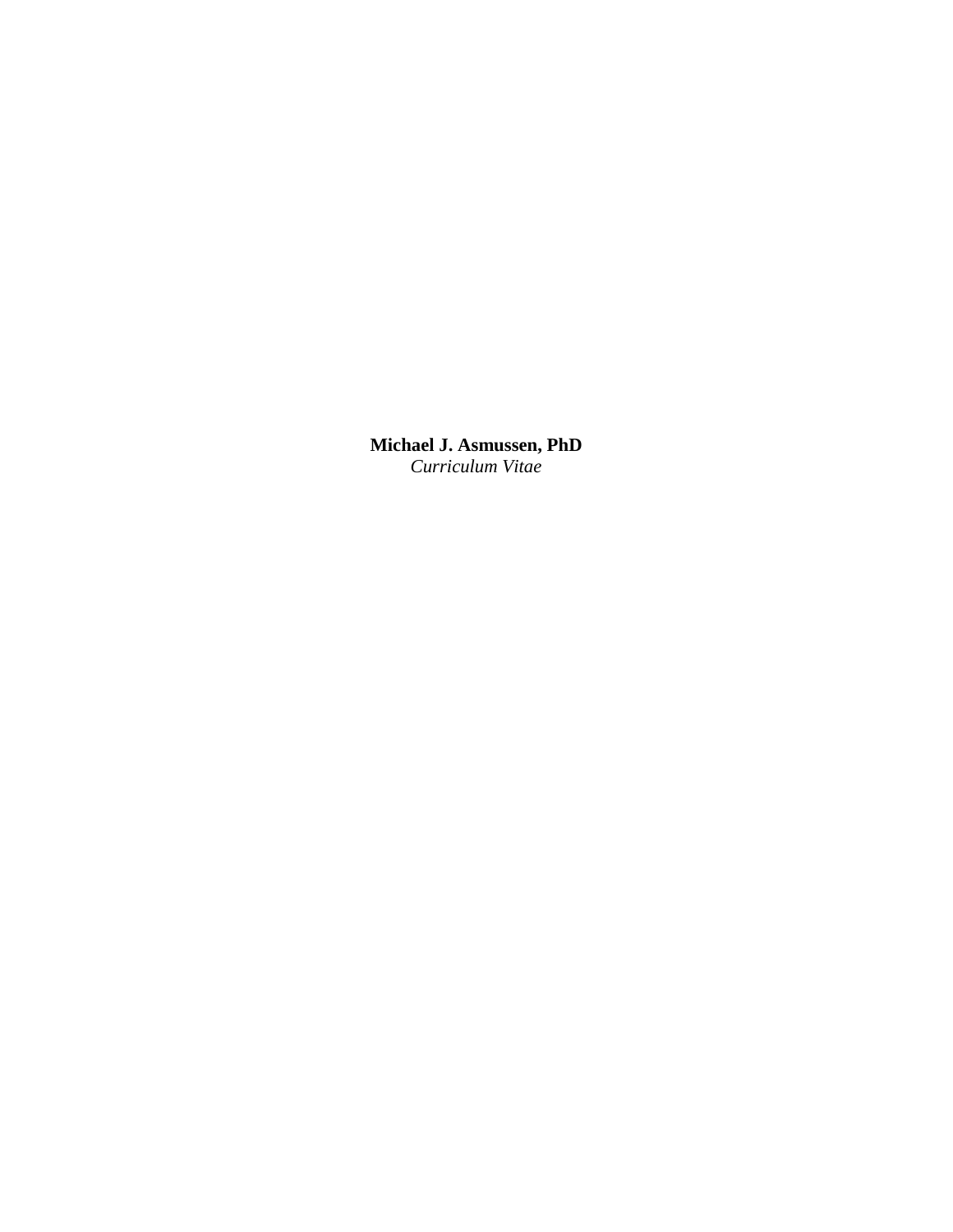**Michael J. Asmussen, PhD**

*Curriculum Vitae*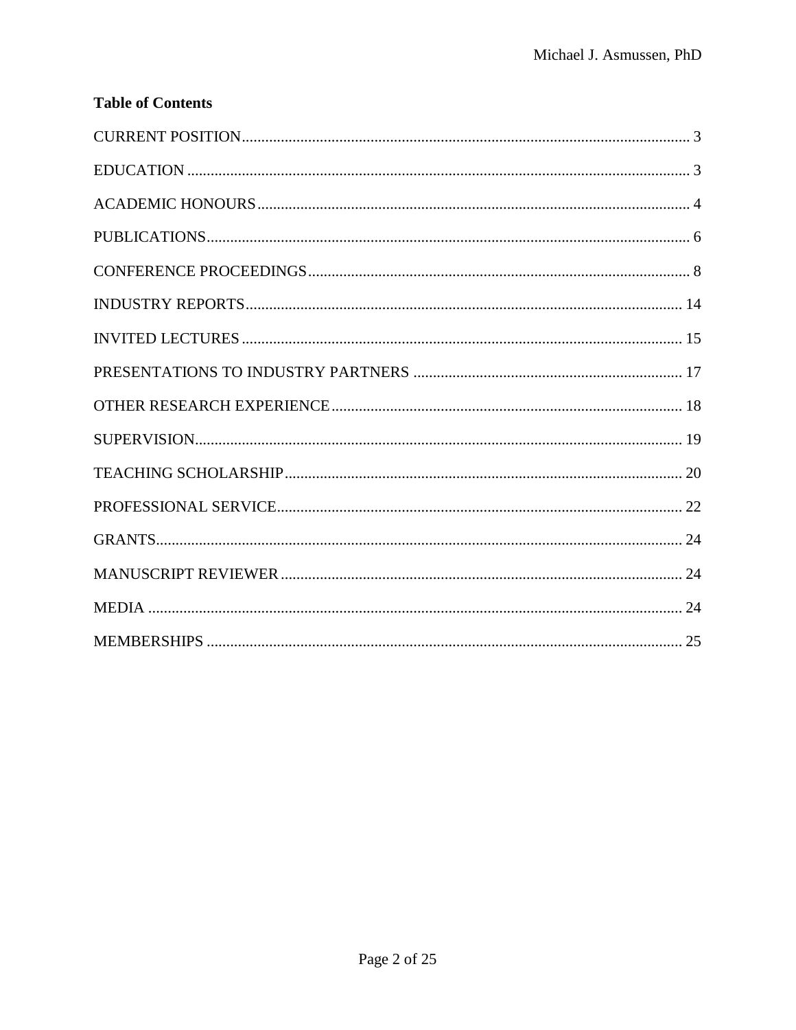**Table of Contents**

CURRENT POSITION .......... 3

EDUCATION .......... 3

ACADEMIC HONOURS .......... 4

PUBLICATIONS .......... 6

CONFERENCE PROCEEDINGS .......... 8

INDUSTRY REPORTS .......... 14

INVITED LECTURES .......... 15

PRESENTATIONS TO INDUSTRY PARTNERS .......... 17

OTHER RESEARCH EXPERIENCE .......... 18

SUPERVISION .......... 19

TEACHING SCHOLARSHIP .......... 20

PROFESSIONAL SERVICE .......... 22

GRANTS .......... 24

MANUSCRIPT REVIEWER .......... 24

MEDIA .......... 24

MEMBERSHIPS .......... 25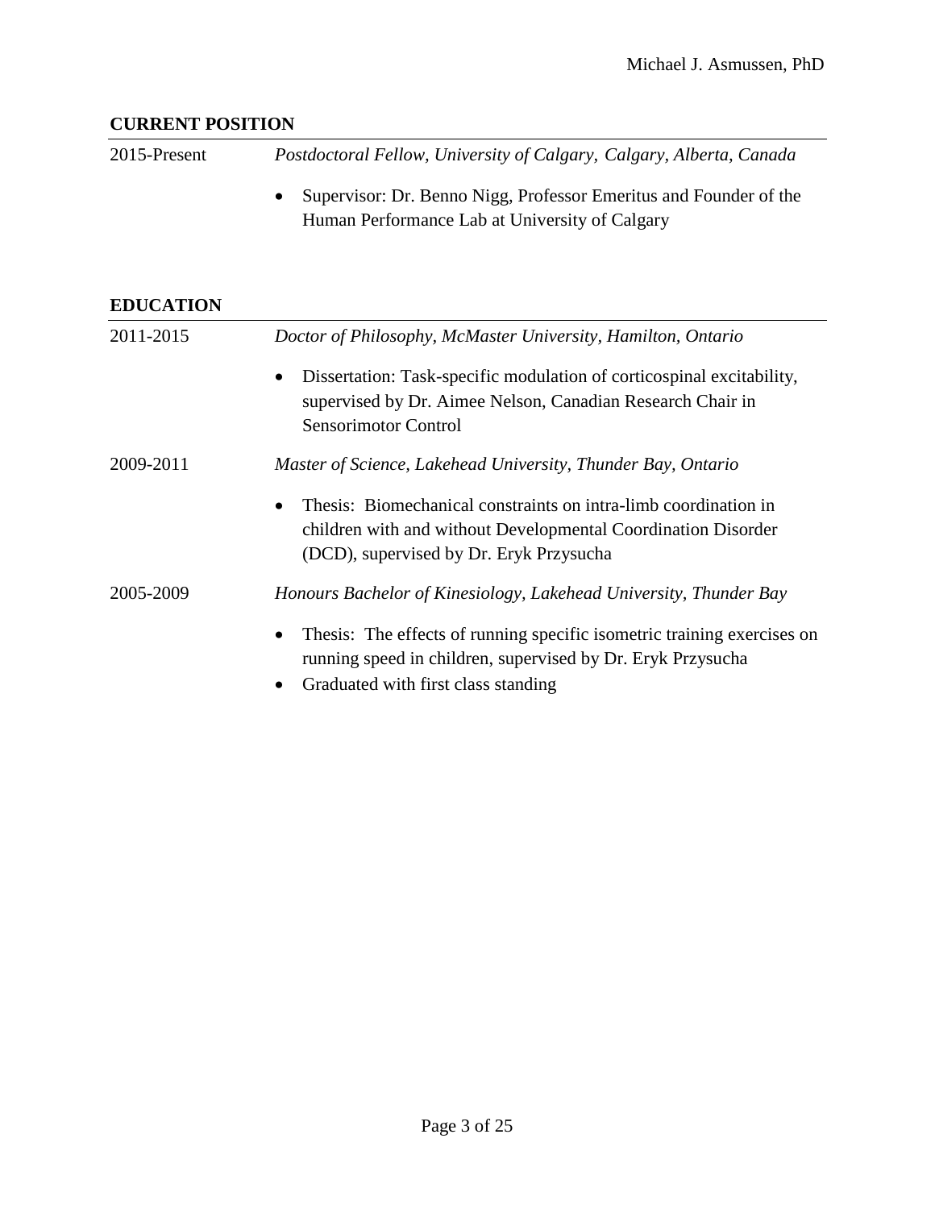## CURRENT POSITION

2015-Present *Postdoctoral Fellow, University of Calgary, Calgary, Alberta, Canada*

- Supervisor: Dr. Benno Nigg, Professor Emeritus and Founder of the Human Performance Lab at University of Calgary

## EDUCATION

2011-2015 *Doctor of Philosophy, McMaster University, Hamilton, Ontario*

- Dissertation: Task-specific modulation of corticospinal excitability, supervised by Dr. Aimee Nelson, Canadian Research Chair in Sensorimotor Control

2009-2011 *Master of Science, Lakehead University, Thunder Bay, Ontario*

- Thesis: Biomechanical constraints on intra-limb coordination in children with and without Developmental Coordination Disorder (DCD), supervised by Dr. Eryk Przysucha

2005-2009 *Honours Bachelor of Kinesiology, Lakehead University, Thunder Bay*

- Thesis: The effects of running specific isometric training exercises on running speed in children, supervised by Dr. Eryk Przysucha
- Graduated with first class standing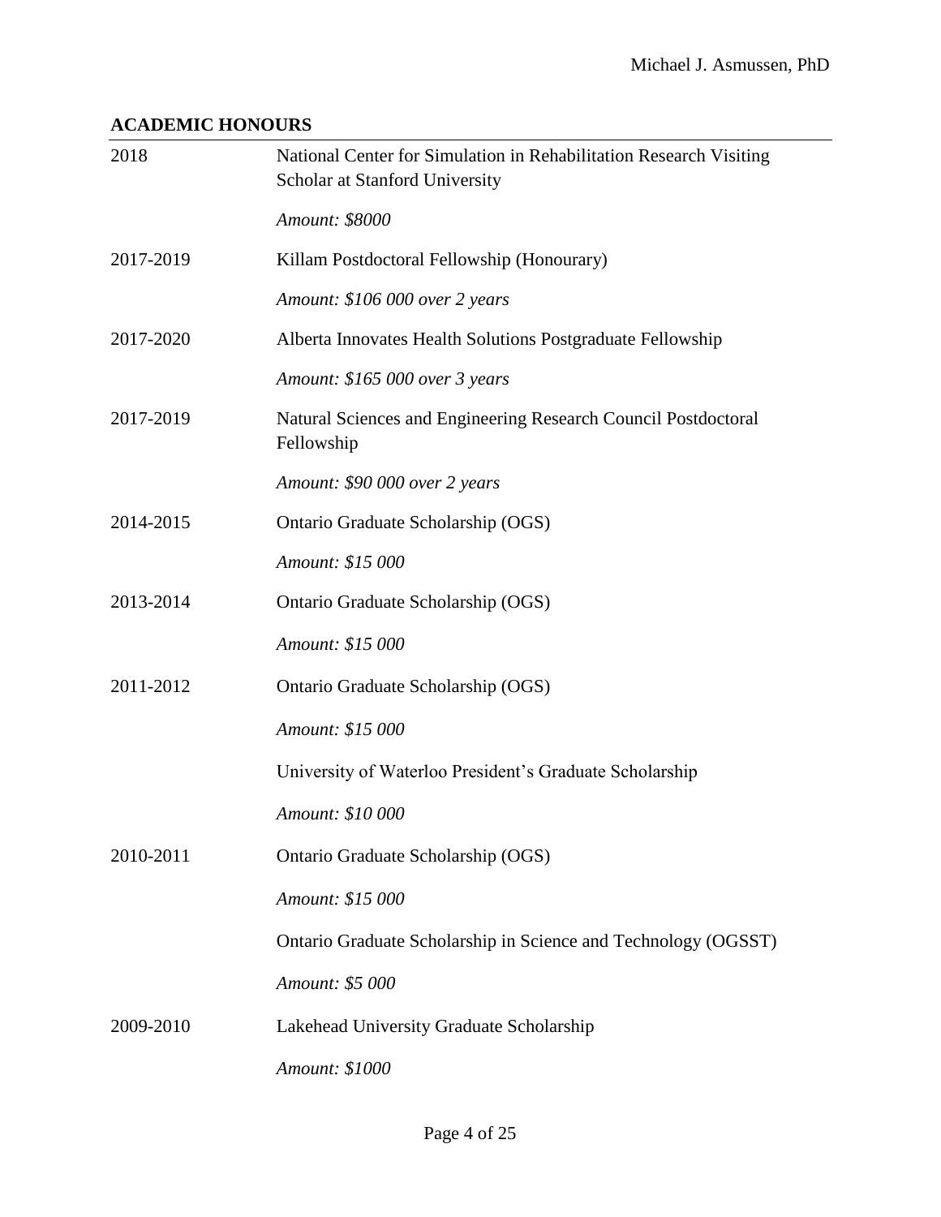## ACADEMIC HONOURS

| | |
|---|---|
| 2018 | National Center for Simulation in Rehabilitation Research Visiting Scholar at Stanford University |
| | *Amount: $8000* |
| 2017-2019 | Killam Postdoctoral Fellowship (Honourary) |
| | *Amount: $106 000 over 2 years* |
| 2017-2020 | Alberta Innovates Health Solutions Postgraduate Fellowship |
| | *Amount: $165 000 over 3 years* |
| 2017-2019 | Natural Sciences and Engineering Research Council Postdoctoral Fellowship |
| | *Amount: $90 000 over 2 years* |
| 2014-2015 | Ontario Graduate Scholarship (OGS) |
| | *Amount: $15 000* |
| 2013-2014 | Ontario Graduate Scholarship (OGS) |
| | *Amount: $15 000* |
| 2011-2012 | Ontario Graduate Scholarship (OGS) |
| | *Amount: $15 000* |
| | University of Waterloo President's Graduate Scholarship |
| | *Amount: $10 000* |
| 2010-2011 | Ontario Graduate Scholarship (OGS) |
| | *Amount: $15 000* |
| | Ontario Graduate Scholarship in Science and Technology (OGSST) |
| | *Amount: $5 000* |
| 2009-2010 | Lakehead University Graduate Scholarship |
| | *Amount: $1000* |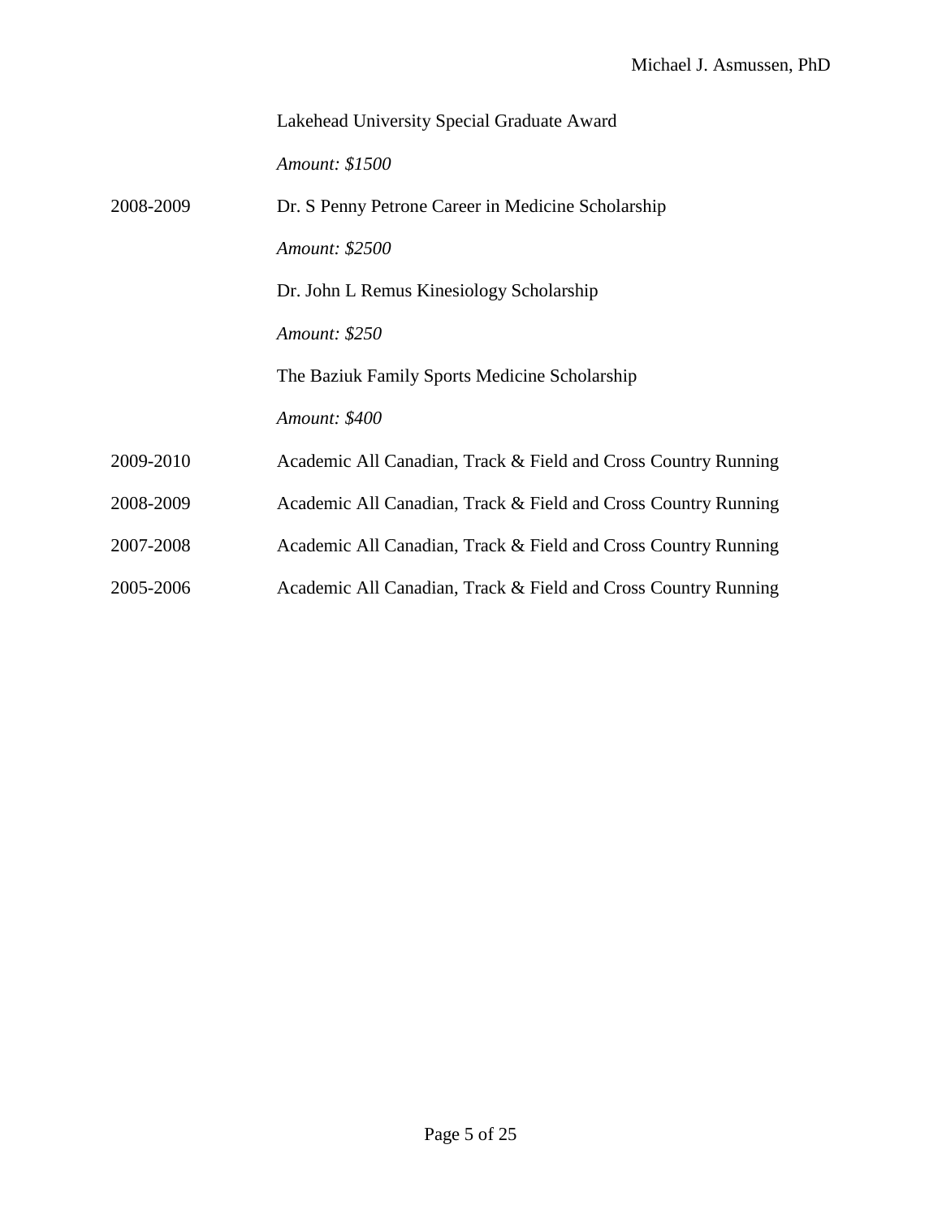| | |
|---|---|
| | Lakehead University Special Graduate Award |
| | *Amount: $1500* |
| 2008-2009 | Dr. S Penny Petrone Career in Medicine Scholarship |
| | *Amount: $2500* |
| | Dr. John L Remus Kinesiology Scholarship |
| | *Amount: $250* |
| | The Baziuk Family Sports Medicine Scholarship |
| | *Amount: $400* |
| 2009-2010 | Academic All Canadian, Track & Field and Cross Country Running |
| 2008-2009 | Academic All Canadian, Track & Field and Cross Country Running |
| 2007-2008 | Academic All Canadian, Track & Field and Cross Country Running |
| 2005-2006 | Academic All Canadian, Track & Field and Cross Country Running |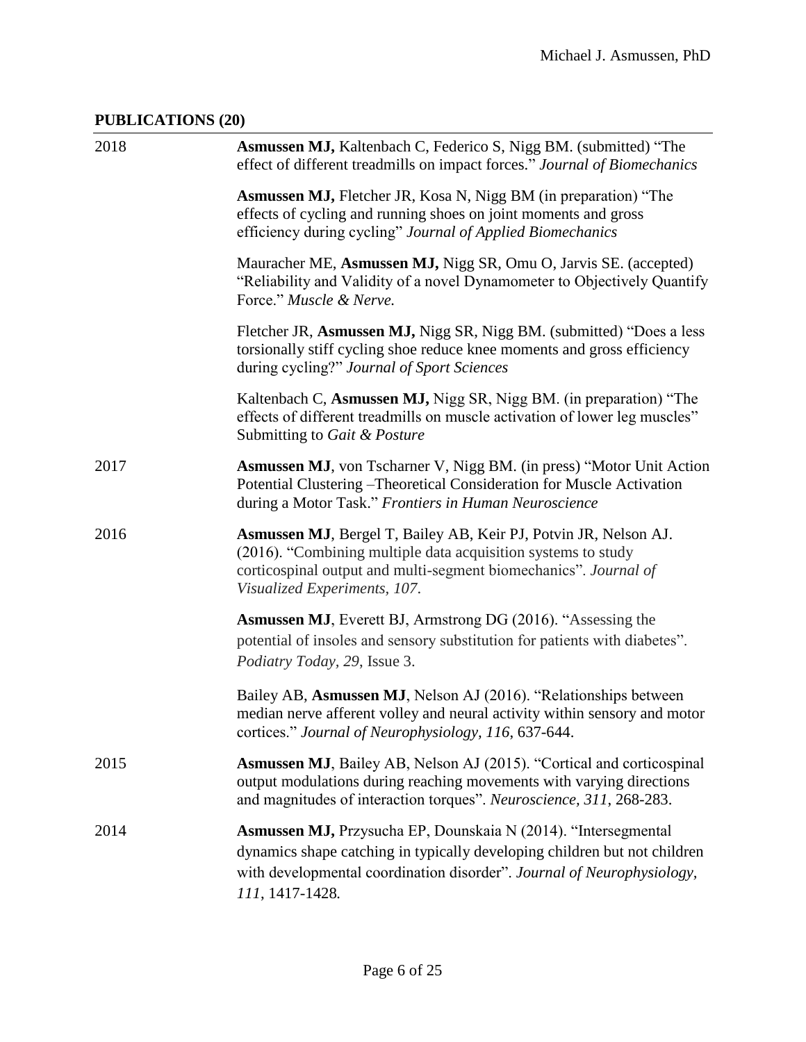## PUBLICATIONS (20)

**2018**

**Asmussen MJ,** Kaltenbach C, Federico S, Nigg BM. (submitted) "The effect of different treadmills on impact forces." *Journal of Biomechanics*

**Asmussen MJ,** Fletcher JR, Kosa N, Nigg BM (in preparation) "The effects of cycling and running shoes on joint moments and gross efficiency during cycling" *Journal of Applied Biomechanics*

Mauracher ME, **Asmussen MJ,** Nigg SR, Omu O, Jarvis SE. (accepted) "Reliability and Validity of a novel Dynamometer to Objectively Quantify Force." *Muscle & Nerve.*

Fletcher JR, **Asmussen MJ,** Nigg SR, Nigg BM. (submitted) "Does a less torsionally stiff cycling shoe reduce knee moments and gross efficiency during cycling?" *Journal of Sport Sciences*

Kaltenbach C, **Asmussen MJ,** Nigg SR, Nigg BM. (in preparation) "The effects of different treadmills on muscle activation of lower leg muscles" Submitting to *Gait & Posture*

**2017**

**Asmussen MJ**, von Tscharner V, Nigg BM. (in press) "Motor Unit Action Potential Clustering –Theoretical Consideration for Muscle Activation during a Motor Task." *Frontiers in Human Neuroscience*

**2016**

**Asmussen MJ**, Bergel T, Bailey AB, Keir PJ, Potvin JR, Nelson AJ. (2016). "Combining multiple data acquisition systems to study corticospinal output and multi-segment biomechanics". *Journal of Visualized Experiments, 107.*

**Asmussen MJ**, Everett BJ, Armstrong DG (2016). "Assessing the potential of insoles and sensory substitution for patients with diabetes". *Podiatry Today, 29*, Issue 3.

Bailey AB, **Asmussen MJ**, Nelson AJ (2016). "Relationships between median nerve afferent volley and neural activity within sensory and motor cortices." *Journal of Neurophysiology, 116*, 637-644.

**2015**

**Asmussen MJ**, Bailey AB, Nelson AJ (2015). "Cortical and corticospinal output modulations during reaching movements with varying directions and magnitudes of interaction torques". *Neuroscience, 311*, 268-283.

**2014**

**Asmussen MJ,** Przysucha EP, Dounskaia N (2014). "Intersegmental dynamics shape catching in typically developing children but not children with developmental coordination disorder". *Journal of Neurophysiology, 111*, 1417-1428*.*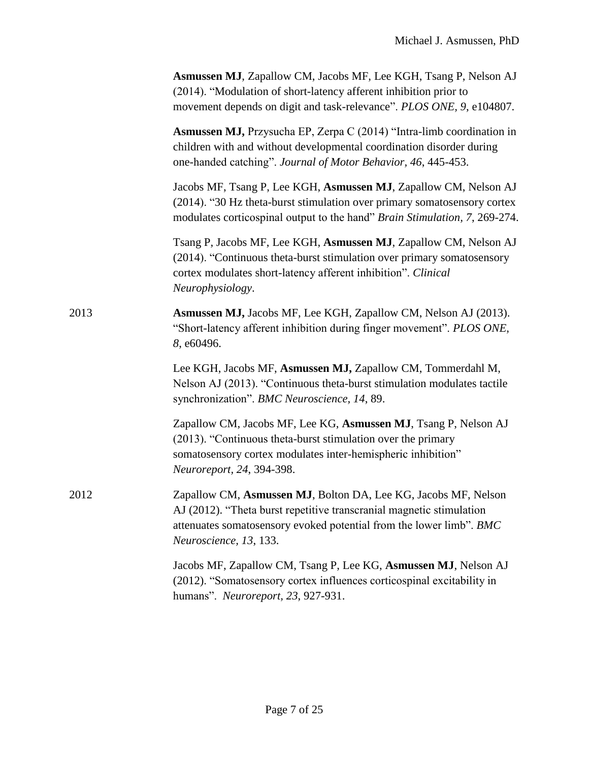**Asmussen MJ**, Zapallow CM, Jacobs MF, Lee KGH, Tsang P, Nelson AJ (2014). "Modulation of short-latency afferent inhibition prior to movement depends on digit and task-relevance". *PLOS ONE*, *9*, e104807.

**Asmussen MJ,** Przysucha EP, Zerpa C (2014) "Intra-limb coordination in children with and without developmental coordination disorder during one-handed catching". *Journal of Motor Behavior*, *46*, 445-453.

Jacobs MF, Tsang P, Lee KGH, **Asmussen MJ**, Zapallow CM, Nelson AJ (2014). "30 Hz theta-burst stimulation over primary somatosensory cortex modulates corticospinal output to the hand" *Brain Stimulation*, *7*, 269-274.

Tsang P, Jacobs MF, Lee KGH, **Asmussen MJ**, Zapallow CM, Nelson AJ (2014). "Continuous theta-burst stimulation over primary somatosensory cortex modulates short-latency afferent inhibition". *Clinical Neurophysiology*.

2013

**Asmussen MJ,** Jacobs MF, Lee KGH, Zapallow CM, Nelson AJ (2013). "Short-latency afferent inhibition during finger movement". *PLOS ONE*, *8*, e60496.

Lee KGH, Jacobs MF, **Asmussen MJ,** Zapallow CM, Tommerdahl M, Nelson AJ (2013). "Continuous theta-burst stimulation modulates tactile synchronization". *BMC Neuroscience*, *14*, 89.

Zapallow CM, Jacobs MF, Lee KG, **Asmussen MJ**, Tsang P, Nelson AJ (2013). "Continuous theta-burst stimulation over the primary somatosensory cortex modulates inter-hemispheric inhibition" *Neuroreport*, *24*, 394-398.

2012

Zapallow CM, **Asmussen MJ**, Bolton DA, Lee KG, Jacobs MF, Nelson AJ (2012). "Theta burst repetitive transcranial magnetic stimulation attenuates somatosensory evoked potential from the lower limb". *BMC Neuroscience*, *13*, 133.

Jacobs MF, Zapallow CM, Tsang P, Lee KG, **Asmussen MJ**, Nelson AJ (2012). "Somatosensory cortex influences corticospinal excitability in humans". *Neuroreport*, *23*, 927-931.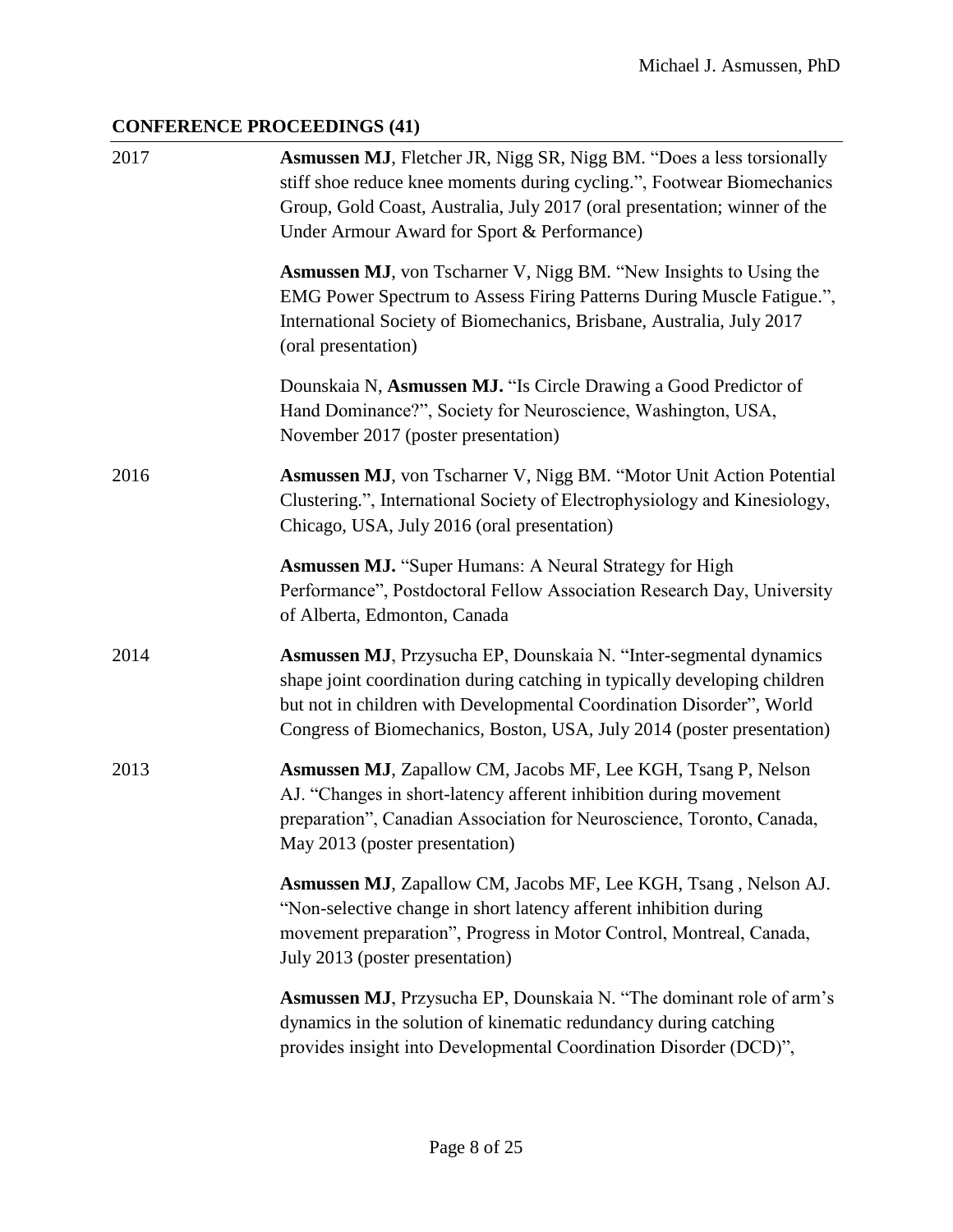## CONFERENCE PROCEEDINGS (41)

**2017**

**Asmussen MJ**, Fletcher JR, Nigg SR, Nigg BM. "Does a less torsionally stiff shoe reduce knee moments during cycling.", Footwear Biomechanics Group, Gold Coast, Australia, July 2017 (oral presentation; winner of the Under Armour Award for Sport & Performance)

**Asmussen MJ**, von Tscharner V, Nigg BM. "New Insights to Using the EMG Power Spectrum to Assess Firing Patterns During Muscle Fatigue.", International Society of Biomechanics, Brisbane, Australia, July 2017 (oral presentation)

Dounskaia N, **Asmussen MJ.** "Is Circle Drawing a Good Predictor of Hand Dominance?", Society for Neuroscience, Washington, USA, November 2017 (poster presentation)

**2016**

**Asmussen MJ**, von Tscharner V, Nigg BM. "Motor Unit Action Potential Clustering.", International Society of Electrophysiology and Kinesiology, Chicago, USA, July 2016 (oral presentation)

**Asmussen MJ.** "Super Humans: A Neural Strategy for High Performance", Postdoctoral Fellow Association Research Day, University of Alberta, Edmonton, Canada

**2014**

**Asmussen MJ**, Przysucha EP, Dounskaia N. "Inter-segmental dynamics shape joint coordination during catching in typically developing children but not in children with Developmental Coordination Disorder", World Congress of Biomechanics, Boston, USA, July 2014 (poster presentation)

**2013**

**Asmussen MJ**, Zapallow CM, Jacobs MF, Lee KGH, Tsang P, Nelson AJ. "Changes in short-latency afferent inhibition during movement preparation", Canadian Association for Neuroscience, Toronto, Canada, May 2013 (poster presentation)

**Asmussen MJ**, Zapallow CM, Jacobs MF, Lee KGH, Tsang , Nelson AJ. "Non-selective change in short latency afferent inhibition during movement preparation", Progress in Motor Control, Montreal, Canada, July 2013 (poster presentation)

**Asmussen MJ**, Przysucha EP, Dounskaia N. "The dominant role of arm's dynamics in the solution of kinematic redundancy during catching provides insight into Developmental Coordination Disorder (DCD)",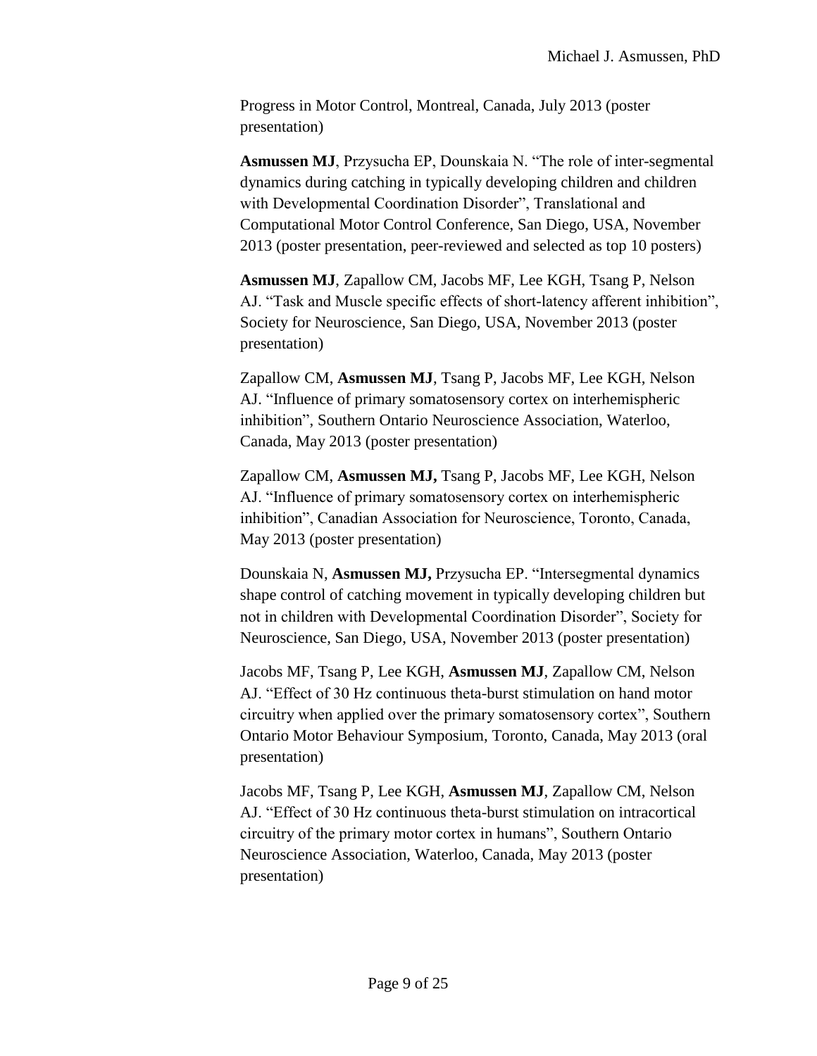Progress in Motor Control, Montreal, Canada, July 2013 (poster presentation)

**Asmussen MJ**, Przysucha EP, Dounskaia N. "The role of inter-segmental dynamics during catching in typically developing children and children with Developmental Coordination Disorder", Translational and Computational Motor Control Conference, San Diego, USA, November 2013 (poster presentation, peer-reviewed and selected as top 10 posters)

**Asmussen MJ**, Zapallow CM, Jacobs MF, Lee KGH, Tsang P, Nelson AJ. "Task and Muscle specific effects of short-latency afferent inhibition", Society for Neuroscience, San Diego, USA, November 2013 (poster presentation)

Zapallow CM, **Asmussen MJ**, Tsang P, Jacobs MF, Lee KGH, Nelson AJ. "Influence of primary somatosensory cortex on interhemispheric inhibition", Southern Ontario Neuroscience Association, Waterloo, Canada, May 2013 (poster presentation)

Zapallow CM, **Asmussen MJ,** Tsang P, Jacobs MF, Lee KGH, Nelson AJ. "Influence of primary somatosensory cortex on interhemispheric inhibition", Canadian Association for Neuroscience, Toronto, Canada, May 2013 (poster presentation)

Dounskaia N, **Asmussen MJ,** Przysucha EP. "Intersegmental dynamics shape control of catching movement in typically developing children but not in children with Developmental Coordination Disorder", Society for Neuroscience, San Diego, USA, November 2013 (poster presentation)

Jacobs MF, Tsang P, Lee KGH, **Asmussen MJ**, Zapallow CM, Nelson AJ. "Effect of 30 Hz continuous theta-burst stimulation on hand motor circuitry when applied over the primary somatosensory cortex", Southern Ontario Motor Behaviour Symposium, Toronto, Canada, May 2013 (oral presentation)

Jacobs MF, Tsang P, Lee KGH, **Asmussen MJ**, Zapallow CM, Nelson AJ. "Effect of 30 Hz continuous theta-burst stimulation on intracortical circuitry of the primary motor cortex in humans", Southern Ontario Neuroscience Association, Waterloo, Canada, May 2013 (poster presentation)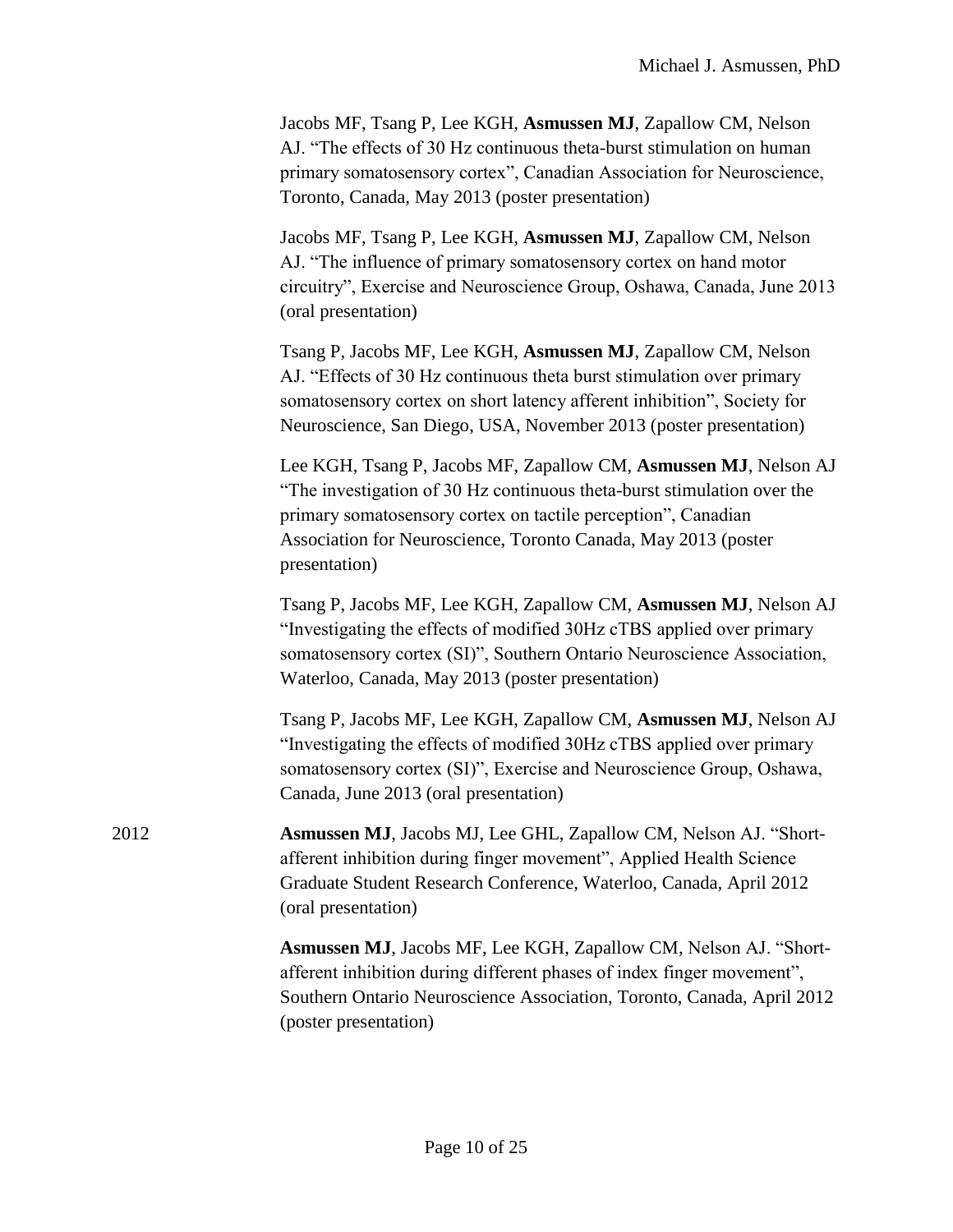Jacobs MF, Tsang P, Lee KGH, **Asmussen MJ**, Zapallow CM, Nelson AJ. "The effects of 30 Hz continuous theta-burst stimulation on human primary somatosensory cortex", Canadian Association for Neuroscience, Toronto, Canada, May 2013 (poster presentation)

Jacobs MF, Tsang P, Lee KGH, **Asmussen MJ**, Zapallow CM, Nelson AJ. "The influence of primary somatosensory cortex on hand motor circuitry", Exercise and Neuroscience Group, Oshawa, Canada, June 2013 (oral presentation)

Tsang P, Jacobs MF, Lee KGH, **Asmussen MJ**, Zapallow CM, Nelson AJ. "Effects of 30 Hz continuous theta burst stimulation over primary somatosensory cortex on short latency afferent inhibition", Society for Neuroscience, San Diego, USA, November 2013 (poster presentation)

Lee KGH, Tsang P, Jacobs MF, Zapallow CM, **Asmussen MJ**, Nelson AJ "The investigation of 30 Hz continuous theta-burst stimulation over the primary somatosensory cortex on tactile perception", Canadian Association for Neuroscience, Toronto Canada, May 2013 (poster presentation)

Tsang P, Jacobs MF, Lee KGH, Zapallow CM, **Asmussen MJ**, Nelson AJ "Investigating the effects of modified 30Hz cTBS applied over primary somatosensory cortex (SI)", Southern Ontario Neuroscience Association, Waterloo, Canada, May 2013 (poster presentation)

Tsang P, Jacobs MF, Lee KGH, Zapallow CM, **Asmussen MJ**, Nelson AJ "Investigating the effects of modified 30Hz cTBS applied over primary somatosensory cortex (SI)", Exercise and Neuroscience Group, Oshawa, Canada, June 2013 (oral presentation)

2012

**Asmussen MJ**, Jacobs MJ, Lee GHL, Zapallow CM, Nelson AJ. "Short-afferent inhibition during finger movement", Applied Health Science Graduate Student Research Conference, Waterloo, Canada, April 2012 (oral presentation)

**Asmussen MJ**, Jacobs MF, Lee KGH, Zapallow CM, Nelson AJ. "Short-afferent inhibition during different phases of index finger movement", Southern Ontario Neuroscience Association, Toronto, Canada, April 2012 (poster presentation)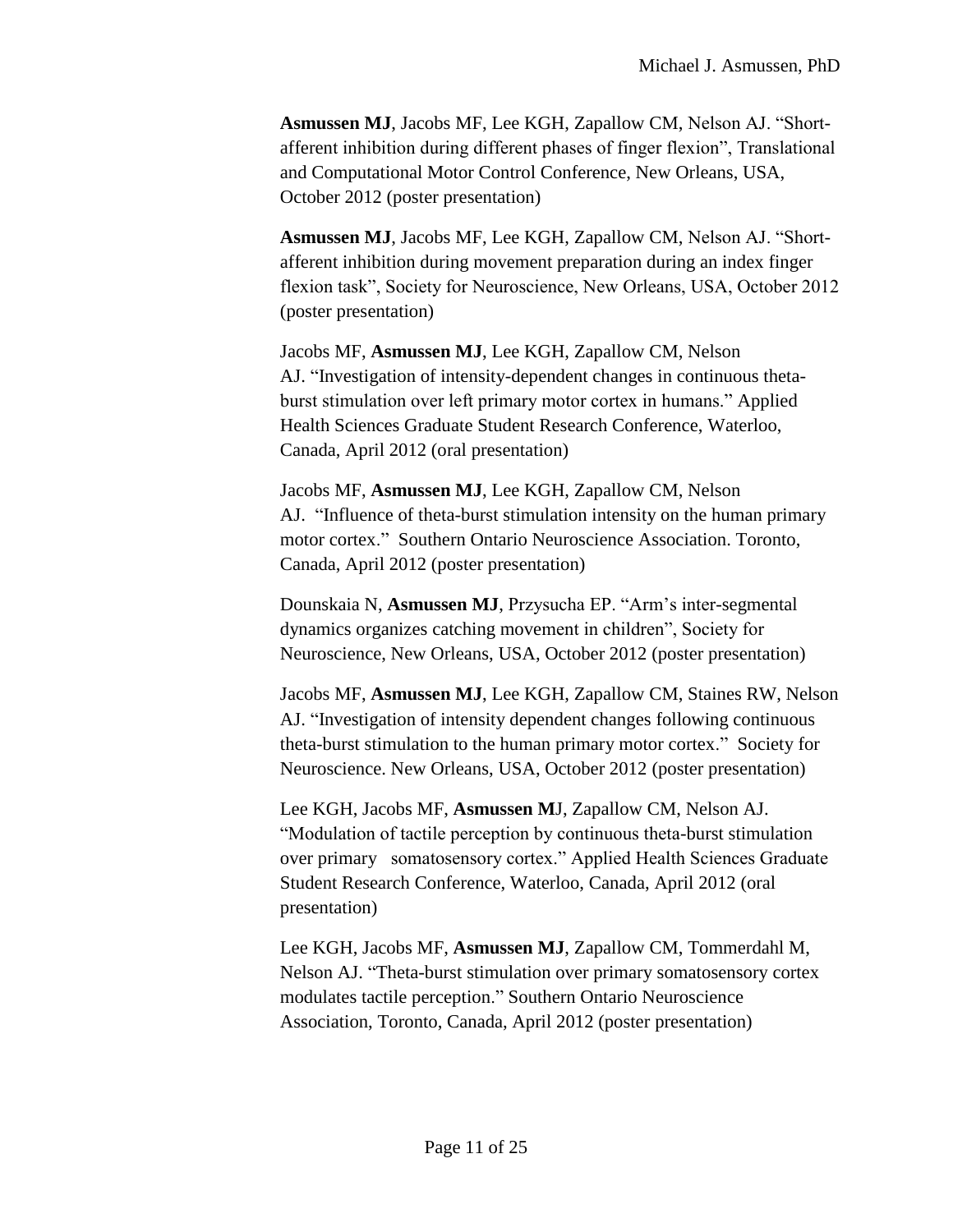**Asmussen MJ**, Jacobs MF, Lee KGH, Zapallow CM, Nelson AJ. "Short-afferent inhibition during different phases of finger flexion", Translational and Computational Motor Control Conference, New Orleans, USA, October 2012 (poster presentation)

**Asmussen MJ**, Jacobs MF, Lee KGH, Zapallow CM, Nelson AJ. "Short-afferent inhibition during movement preparation during an index finger flexion task", Society for Neuroscience, New Orleans, USA, October 2012 (poster presentation)

Jacobs MF, **Asmussen MJ**, Lee KGH, Zapallow CM, Nelson AJ. "Investigation of intensity-dependent changes in continuous theta-burst stimulation over left primary motor cortex in humans." Applied Health Sciences Graduate Student Research Conference, Waterloo, Canada, April 2012 (oral presentation)

Jacobs MF, **Asmussen MJ**, Lee KGH, Zapallow CM, Nelson AJ. "Influence of theta-burst stimulation intensity on the human primary motor cortex." Southern Ontario Neuroscience Association. Toronto, Canada, April 2012 (poster presentation)

Dounskaia N, **Asmussen MJ**, Przysucha EP. "Arm's inter-segmental dynamics organizes catching movement in children", Society for Neuroscience, New Orleans, USA, October 2012 (poster presentation)

Jacobs MF, **Asmussen MJ**, Lee KGH, Zapallow CM, Staines RW, Nelson AJ. "Investigation of intensity dependent changes following continuous theta-burst stimulation to the human primary motor cortex." Society for Neuroscience. New Orleans, USA, October 2012 (poster presentation)

Lee KGH, Jacobs MF, **Asmussen M**J, Zapallow CM, Nelson AJ. "Modulation of tactile perception by continuous theta-burst stimulation over primary somatosensory cortex." Applied Health Sciences Graduate Student Research Conference, Waterloo, Canada, April 2012 (oral presentation)

Lee KGH, Jacobs MF, **Asmussen MJ**, Zapallow CM, Tommerdahl M, Nelson AJ. "Theta-burst stimulation over primary somatosensory cortex modulates tactile perception." Southern Ontario Neuroscience Association, Toronto, Canada, April 2012 (poster presentation)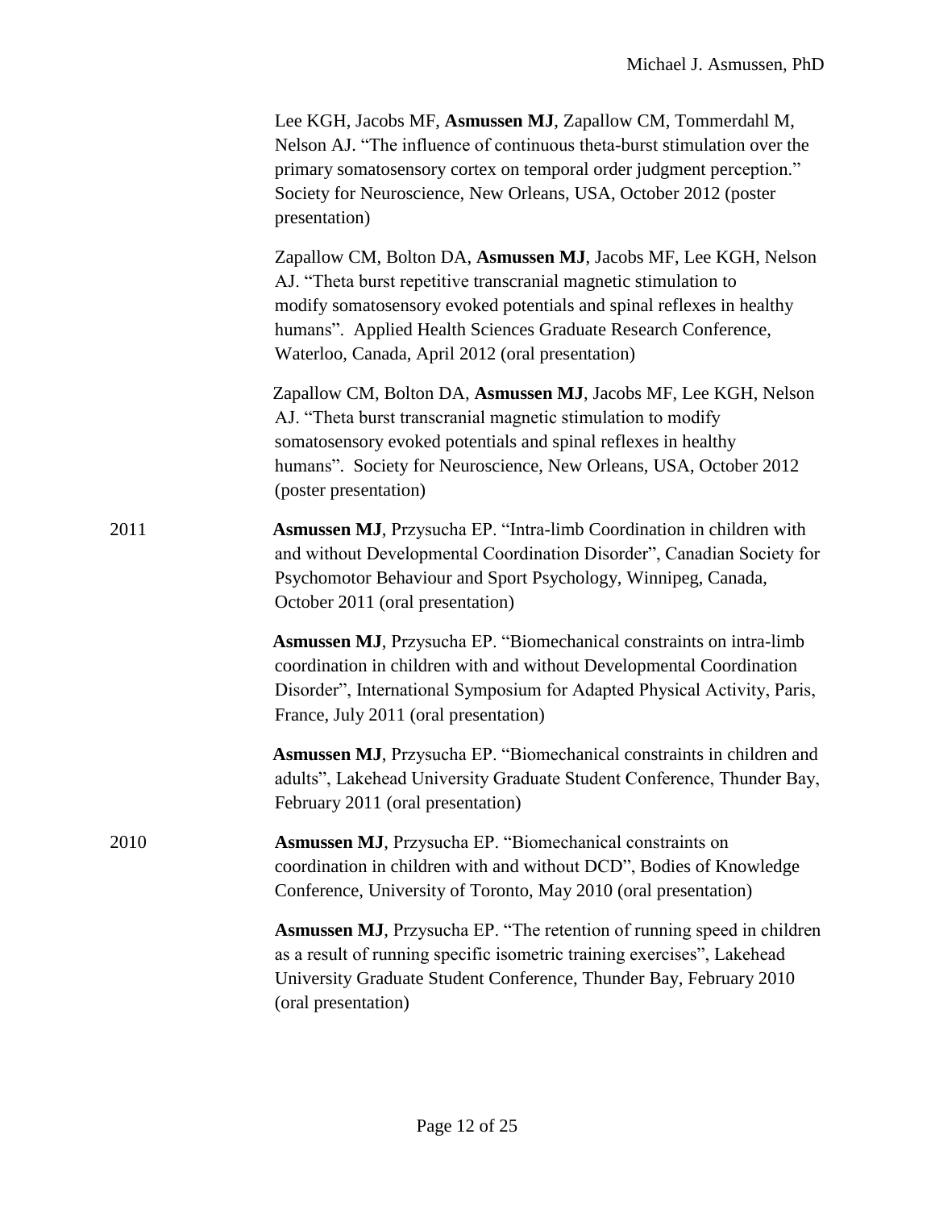Lee KGH, Jacobs MF, **Asmussen MJ**, Zapallow CM, Tommerdahl M, Nelson AJ. "The influence of continuous theta-burst stimulation over the primary somatosensory cortex on temporal order judgment perception." Society for Neuroscience, New Orleans, USA, October 2012 (poster presentation)

Zapallow CM, Bolton DA, **Asmussen MJ**, Jacobs MF, Lee KGH, Nelson AJ. "Theta burst repetitive transcranial magnetic stimulation to modify somatosensory evoked potentials and spinal reflexes in healthy humans". Applied Health Sciences Graduate Research Conference, Waterloo, Canada, April 2012 (oral presentation)

Zapallow CM, Bolton DA, **Asmussen MJ**, Jacobs MF, Lee KGH, Nelson AJ. "Theta burst transcranial magnetic stimulation to modify somatosensory evoked potentials and spinal reflexes in healthy humans". Society for Neuroscience, New Orleans, USA, October 2012 (poster presentation)

2011

**Asmussen MJ**, Przysucha EP. "Intra-limb Coordination in children with and without Developmental Coordination Disorder", Canadian Society for Psychomotor Behaviour and Sport Psychology, Winnipeg, Canada, October 2011 (oral presentation)

**Asmussen MJ**, Przysucha EP. "Biomechanical constraints on intra-limb coordination in children with and without Developmental Coordination Disorder", International Symposium for Adapted Physical Activity, Paris, France, July 2011 (oral presentation)

**Asmussen MJ**, Przysucha EP. "Biomechanical constraints in children and adults", Lakehead University Graduate Student Conference, Thunder Bay, February 2011 (oral presentation)

2010

**Asmussen MJ**, Przysucha EP. "Biomechanical constraints on coordination in children with and without DCD", Bodies of Knowledge Conference, University of Toronto, May 2010 (oral presentation)

**Asmussen MJ**, Przysucha EP. "The retention of running speed in children as a result of running specific isometric training exercises", Lakehead University Graduate Student Conference, Thunder Bay, February 2010 (oral presentation)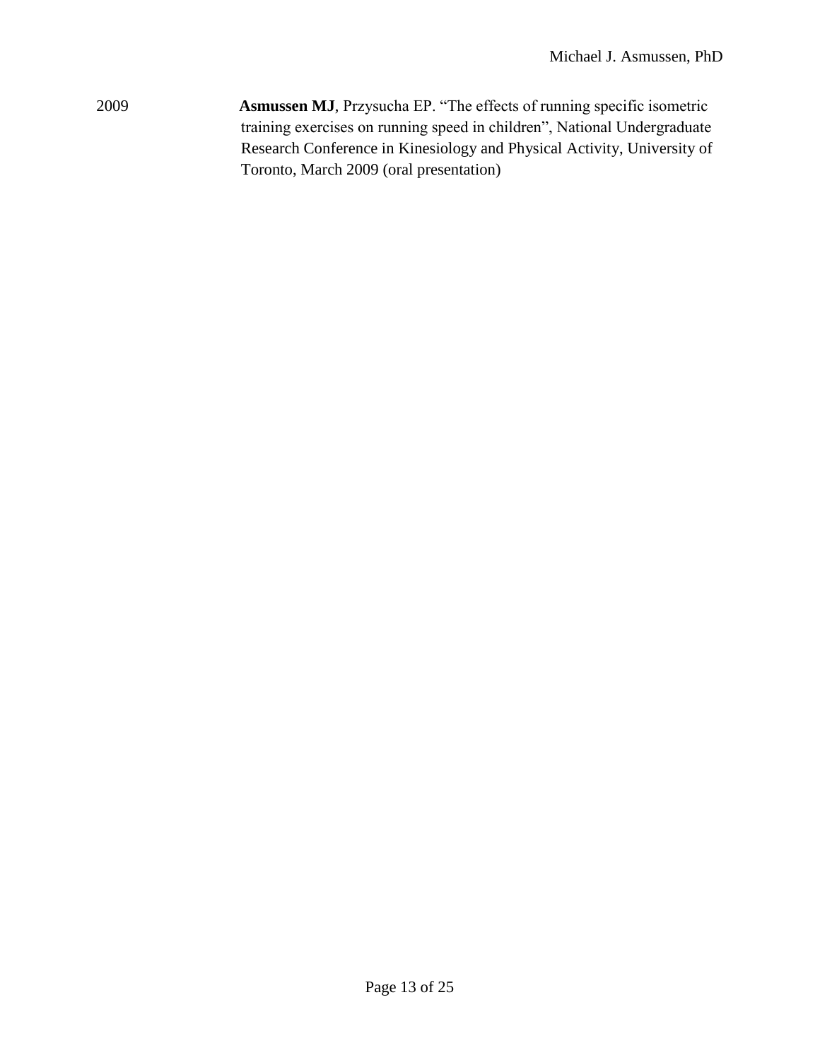2009 **Asmussen MJ**, Przysucha EP. "The effects of running specific isometric training exercises on running speed in children", National Undergraduate Research Conference in Kinesiology and Physical Activity, University of Toronto, March 2009 (oral presentation)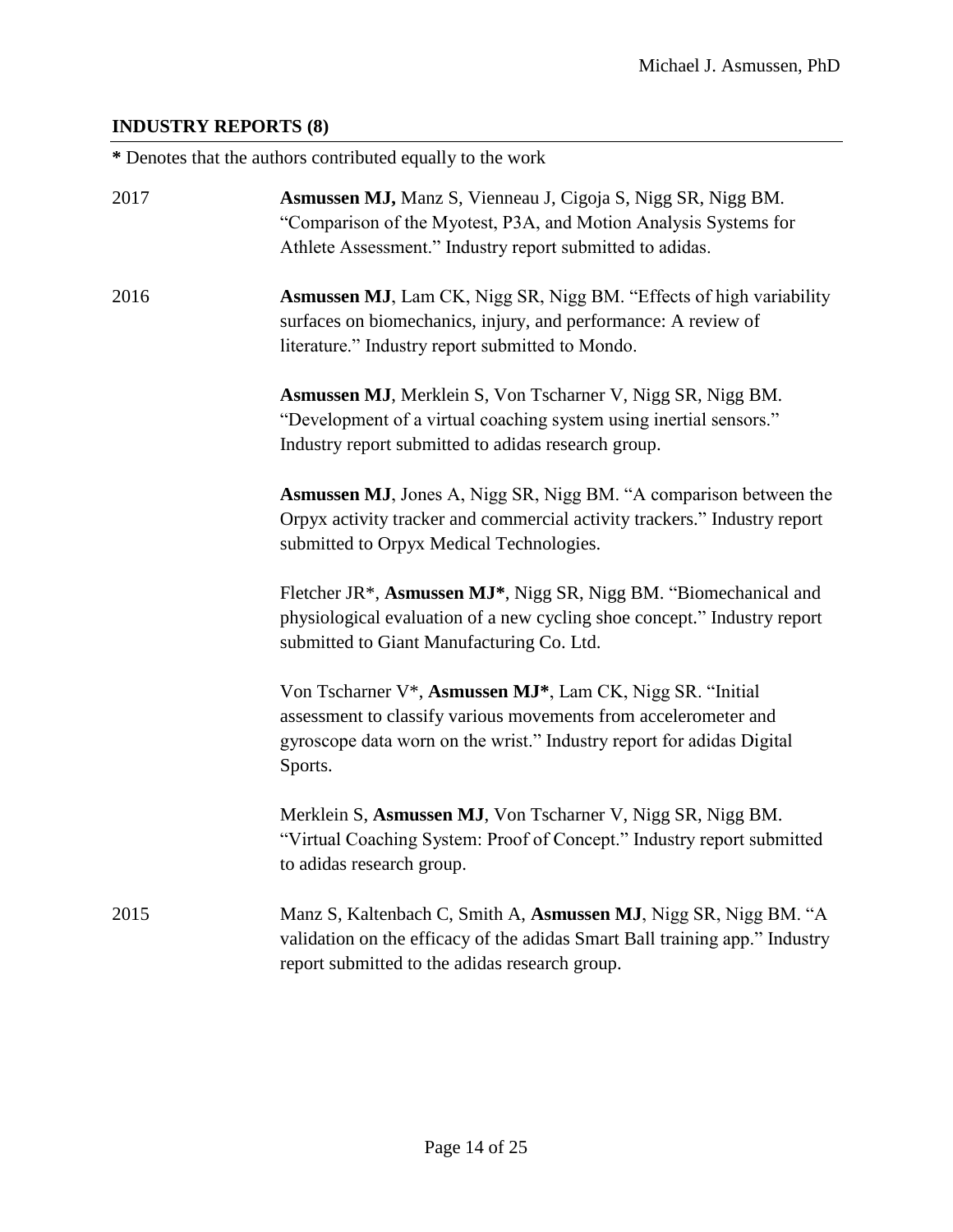## INDUSTRY REPORTS (8)

**\*** Denotes that the authors contributed equally to the work

2017

**Asmussen MJ,** Manz S, Vienneau J, Cigoja S, Nigg SR, Nigg BM. "Comparison of the Myotest, P3A, and Motion Analysis Systems for Athlete Assessment." Industry report submitted to adidas.

2016

**Asmussen MJ**, Lam CK, Nigg SR, Nigg BM. "Effects of high variability surfaces on biomechanics, injury, and performance: A review of literature." Industry report submitted to Mondo.

**Asmussen MJ**, Merklein S, Von Tscharner V, Nigg SR, Nigg BM. "Development of a virtual coaching system using inertial sensors." Industry report submitted to adidas research group.

**Asmussen MJ**, Jones A, Nigg SR, Nigg BM. "A comparison between the Orpyx activity tracker and commercial activity trackers." Industry report submitted to Orpyx Medical Technologies.

Fletcher JR*, **Asmussen MJ***, Nigg SR, Nigg BM. "Biomechanical and physiological evaluation of a new cycling shoe concept." Industry report submitted to Giant Manufacturing Co. Ltd.

Von Tscharner V*, **Asmussen MJ***, Lam CK, Nigg SR. "Initial assessment to classify various movements from accelerometer and gyroscope data worn on the wrist." Industry report for adidas Digital Sports.

Merklein S, **Asmussen MJ**, Von Tscharner V, Nigg SR, Nigg BM. "Virtual Coaching System: Proof of Concept." Industry report submitted to adidas research group.

2015

Manz S, Kaltenbach C, Smith A, **Asmussen MJ**, Nigg SR, Nigg BM. "A validation on the efficacy of the adidas Smart Ball training app." Industry report submitted to the adidas research group.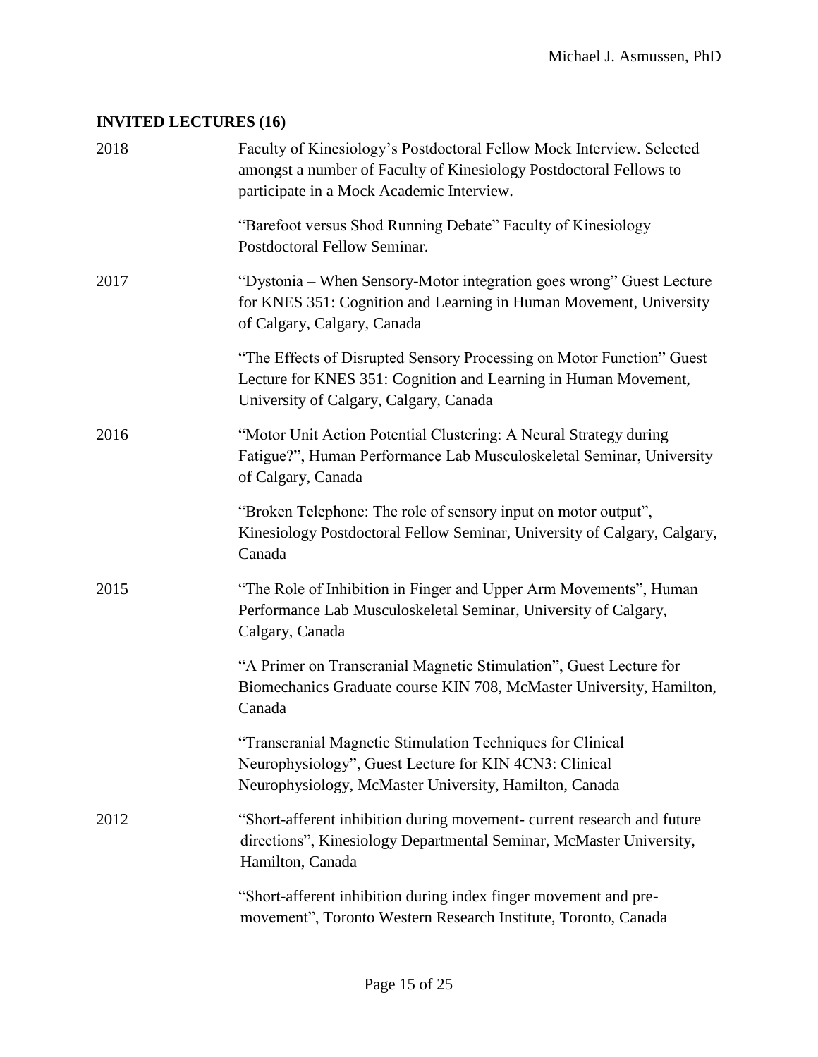## INVITED LECTURES (16)

**2018**

Faculty of Kinesiology's Postdoctoral Fellow Mock Interview. Selected amongst a number of Faculty of Kinesiology Postdoctoral Fellows to participate in a Mock Academic Interview.

"Barefoot versus Shod Running Debate" Faculty of Kinesiology Postdoctoral Fellow Seminar.

**2017**

"Dystonia – When Sensory-Motor integration goes wrong" Guest Lecture for KNES 351: Cognition and Learning in Human Movement, University of Calgary, Calgary, Canada

"The Effects of Disrupted Sensory Processing on Motor Function" Guest Lecture for KNES 351: Cognition and Learning in Human Movement, University of Calgary, Calgary, Canada

**2016**

"Motor Unit Action Potential Clustering: A Neural Strategy during Fatigue?", Human Performance Lab Musculoskeletal Seminar, University of Calgary, Canada

"Broken Telephone: The role of sensory input on motor output", Kinesiology Postdoctoral Fellow Seminar, University of Calgary, Calgary, Canada

**2015**

"The Role of Inhibition in Finger and Upper Arm Movements", Human Performance Lab Musculoskeletal Seminar, University of Calgary, Calgary, Canada

"A Primer on Transcranial Magnetic Stimulation", Guest Lecture for Biomechanics Graduate course KIN 708, McMaster University, Hamilton, Canada

"Transcranial Magnetic Stimulation Techniques for Clinical Neurophysiology", Guest Lecture for KIN 4CN3: Clinical Neurophysiology, McMaster University, Hamilton, Canada

**2012**

"Short-afferent inhibition during movement- current research and future directions", Kinesiology Departmental Seminar, McMaster University, Hamilton, Canada

"Short-afferent inhibition during index finger movement and pre-movement", Toronto Western Research Institute, Toronto, Canada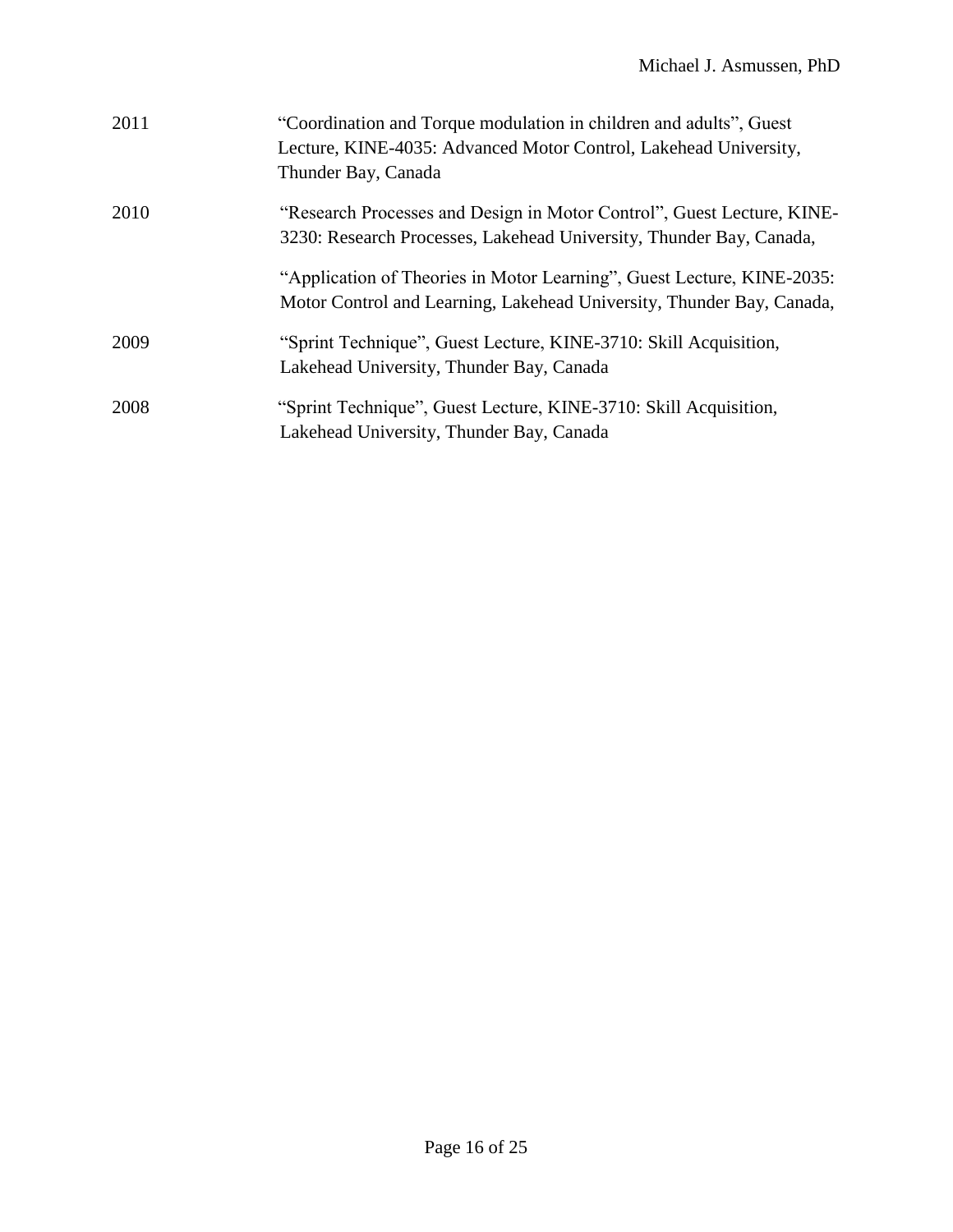2011 — "Coordination and Torque modulation in children and adults", Guest Lecture, KINE-4035: Advanced Motor Control, Lakehead University, Thunder Bay, Canada

2010 — "Research Processes and Design in Motor Control", Guest Lecture, KINE-3230: Research Processes, Lakehead University, Thunder Bay, Canada,

"Application of Theories in Motor Learning", Guest Lecture, KINE-2035: Motor Control and Learning, Lakehead University, Thunder Bay, Canada,

2009 — "Sprint Technique", Guest Lecture, KINE-3710: Skill Acquisition, Lakehead University, Thunder Bay, Canada

2008 — "Sprint Technique", Guest Lecture, KINE-3710: Skill Acquisition, Lakehead University, Thunder Bay, Canada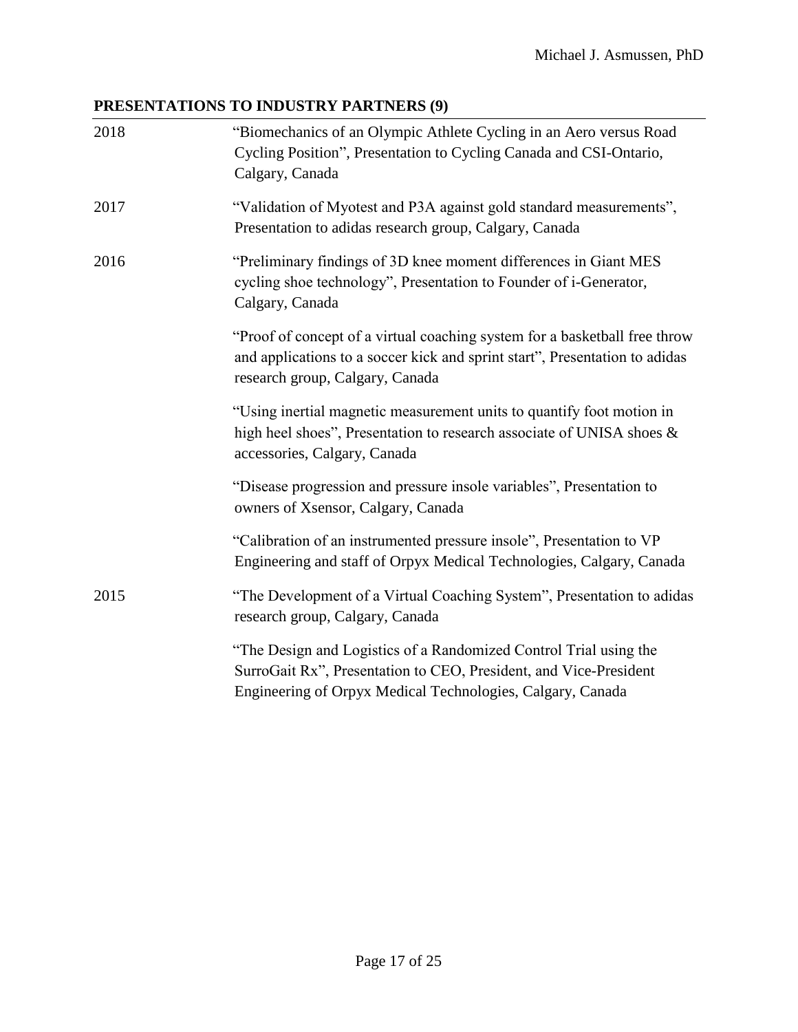## PRESENTATIONS TO INDUSTRY PARTNERS (9)

| | |
|---|---|
| 2018 | "Biomechanics of an Olympic Athlete Cycling in an Aero versus Road Cycling Position", Presentation to Cycling Canada and CSI-Ontario, Calgary, Canada |
| 2017 | "Validation of Myotest and P3A against gold standard measurements", Presentation to adidas research group, Calgary, Canada |
| 2016 | "Preliminary findings of 3D knee moment differences in Giant MES cycling shoe technology", Presentation to Founder of i-Generator, Calgary, Canada |
| | "Proof of concept of a virtual coaching system for a basketball free throw and applications to a soccer kick and sprint start", Presentation to adidas research group, Calgary, Canada |
| | "Using inertial magnetic measurement units to quantify foot motion in high heel shoes", Presentation to research associate of UNISA shoes & accessories, Calgary, Canada |
| | "Disease progression and pressure insole variables", Presentation to owners of Xsensor, Calgary, Canada |
| | "Calibration of an instrumented pressure insole", Presentation to VP Engineering and staff of Orpyx Medical Technologies, Calgary, Canada |
| 2015 | "The Development of a Virtual Coaching System", Presentation to adidas research group, Calgary, Canada |
| | "The Design and Logistics of a Randomized Control Trial using the SurroGait Rx", Presentation to CEO, President, and Vice-President Engineering of Orpyx Medical Technologies, Calgary, Canada |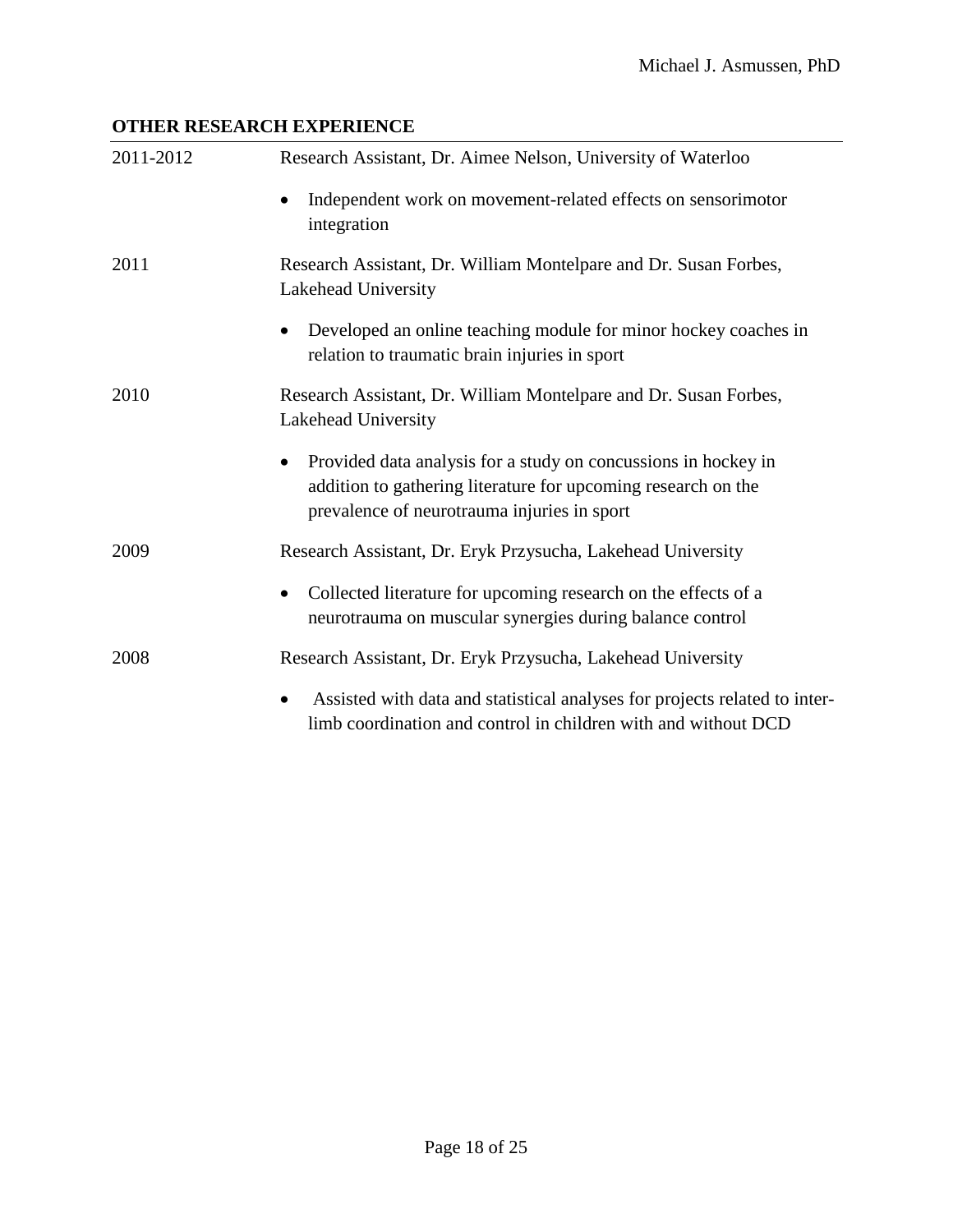## OTHER RESEARCH EXPERIENCE

2011-2012 Research Assistant, Dr. Aimee Nelson, University of Waterloo

- Independent work on movement-related effects on sensorimotor integration

2011 Research Assistant, Dr. William Montelpare and Dr. Susan Forbes, Lakehead University

- Developed an online teaching module for minor hockey coaches in relation to traumatic brain injuries in sport

2010 Research Assistant, Dr. William Montelpare and Dr. Susan Forbes, Lakehead University

- Provided data analysis for a study on concussions in hockey in addition to gathering literature for upcoming research on the prevalence of neurotrauma injuries in sport

2009 Research Assistant, Dr. Eryk Przysucha, Lakehead University

- Collected literature for upcoming research on the effects of a neurotrauma on muscular synergies during balance control

2008 Research Assistant, Dr. Eryk Przysucha, Lakehead University

- Assisted with data and statistical analyses for projects related to inter-limb coordination and control in children with and without DCD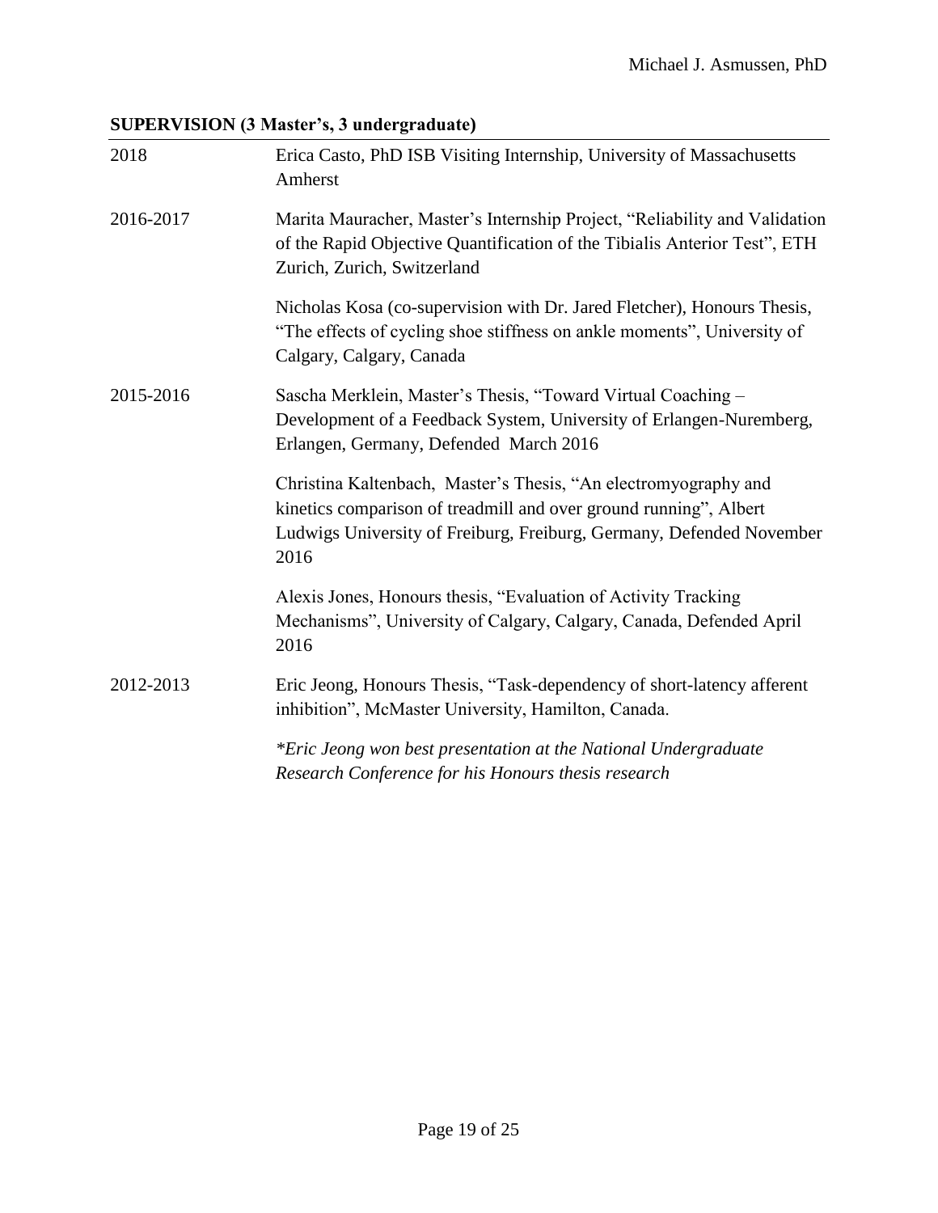## SUPERVISION (3 Master's, 3 undergraduate)

| | |
|---|---|
| 2018 | Erica Casto, PhD ISB Visiting Internship, University of Massachusetts Amherst |
| 2016-2017 | Marita Mauracher, Master's Internship Project, "Reliability and Validation of the Rapid Objective Quantification of the Tibialis Anterior Test", ETH Zurich, Zurich, Switzerland |
| | Nicholas Kosa (co-supervision with Dr. Jared Fletcher), Honours Thesis, "The effects of cycling shoe stiffness on ankle moments", University of Calgary, Calgary, Canada |
| 2015-2016 | Sascha Merklein, Master's Thesis, "Toward Virtual Coaching – Development of a Feedback System, University of Erlangen-Nuremberg, Erlangen, Germany, Defended March 2016 |
| | Christina Kaltenbach, Master's Thesis, "An electromyography and kinetics comparison of treadmill and over ground running", Albert Ludwigs University of Freiburg, Freiburg, Germany, Defended November 2016 |
| | Alexis Jones, Honours thesis, "Evaluation of Activity Tracking Mechanisms", University of Calgary, Calgary, Canada, Defended April 2016 |
| 2012-2013 | Eric Jeong, Honours Thesis, "Task-dependency of short-latency afferent inhibition", McMaster University, Hamilton, Canada. |
| | *\*Eric Jeong won best presentation at the National Undergraduate Research Conference for his Honours thesis research* |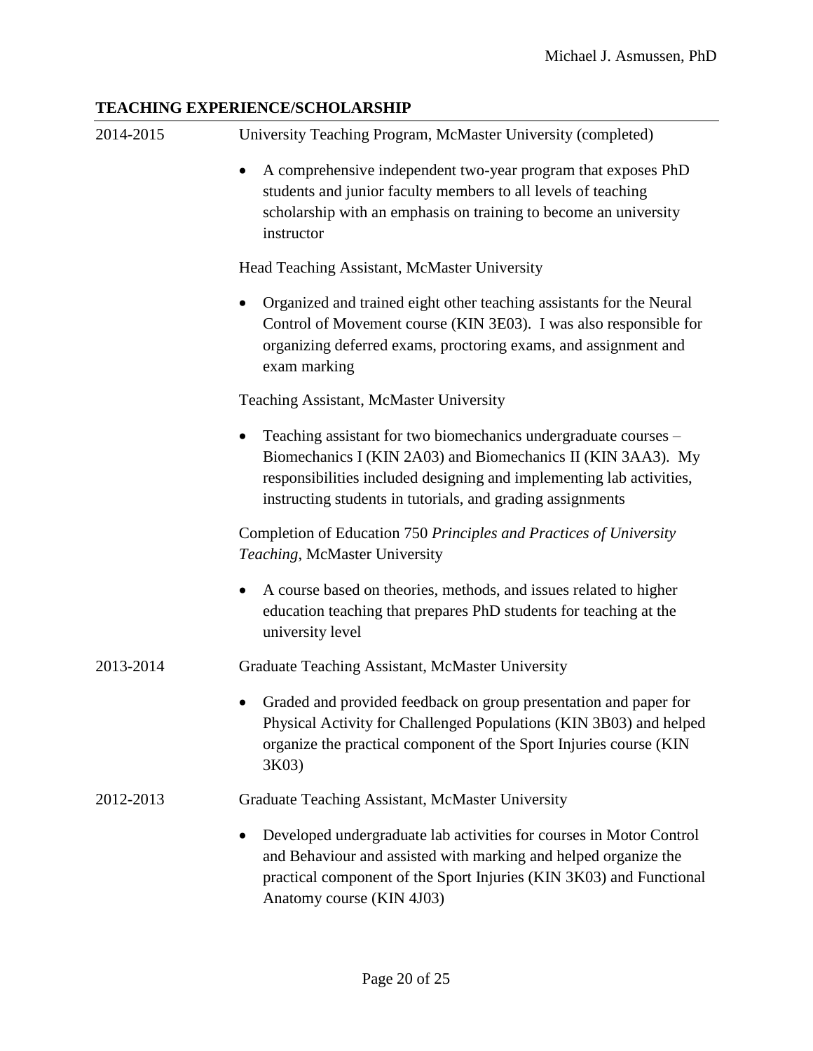## TEACHING EXPERIENCE/SCHOLARSHIP

**2014-2015**

University Teaching Program, McMaster University (completed)

- A comprehensive independent two-year program that exposes PhD students and junior faculty members to all levels of teaching scholarship with an emphasis on training to become an university instructor

Head Teaching Assistant, McMaster University

- Organized and trained eight other teaching assistants for the Neural Control of Movement course (KIN 3E03). I was also responsible for organizing deferred exams, proctoring exams, and assignment and exam marking

Teaching Assistant, McMaster University

- Teaching assistant for two biomechanics undergraduate courses – Biomechanics I (KIN 2A03) and Biomechanics II (KIN 3AA3). My responsibilities included designing and implementing lab activities, instructing students in tutorials, and grading assignments

Completion of Education 750 *Principles and Practices of University Teaching*, McMaster University

- A course based on theories, methods, and issues related to higher education teaching that prepares PhD students for teaching at the university level

**2013-2014**

Graduate Teaching Assistant, McMaster University

- Graded and provided feedback on group presentation and paper for Physical Activity for Challenged Populations (KIN 3B03) and helped organize the practical component of the Sport Injuries course (KIN 3K03)

**2012-2013**

Graduate Teaching Assistant, McMaster University

- Developed undergraduate lab activities for courses in Motor Control and Behaviour and assisted with marking and helped organize the practical component of the Sport Injuries (KIN 3K03) and Functional Anatomy course (KIN 4J03)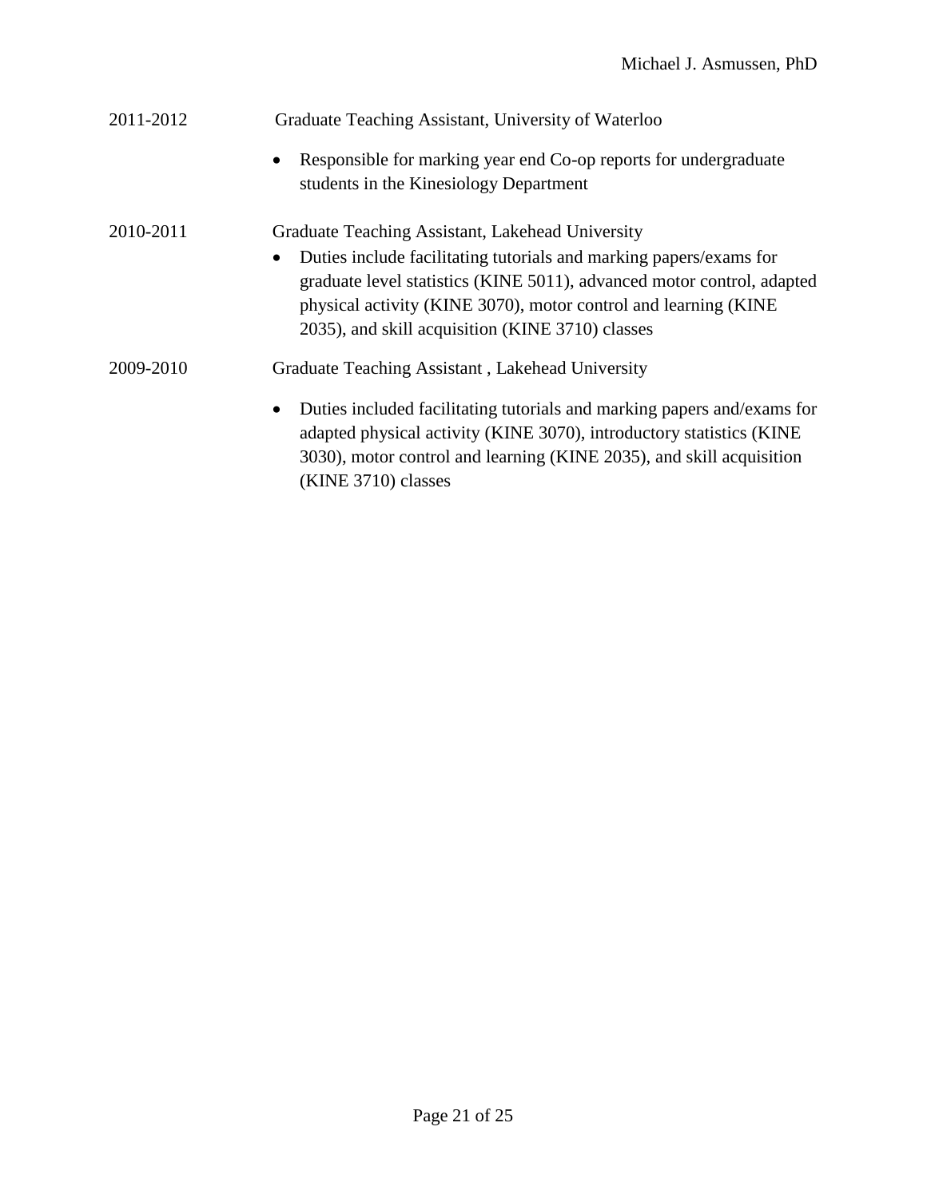2011-2012 Graduate Teaching Assistant, University of Waterloo

- Responsible for marking year end Co-op reports for undergraduate students in the Kinesiology Department

2010-2011 Graduate Teaching Assistant, Lakehead University

- Duties include facilitating tutorials and marking papers/exams for graduate level statistics (KINE 5011), advanced motor control, adapted physical activity (KINE 3070), motor control and learning (KINE 2035), and skill acquisition (KINE 3710) classes

2009-2010 Graduate Teaching Assistant , Lakehead University

- Duties included facilitating tutorials and marking papers and/exams for adapted physical activity (KINE 3070), introductory statistics (KINE 3030), motor control and learning (KINE 2035), and skill acquisition (KINE 3710) classes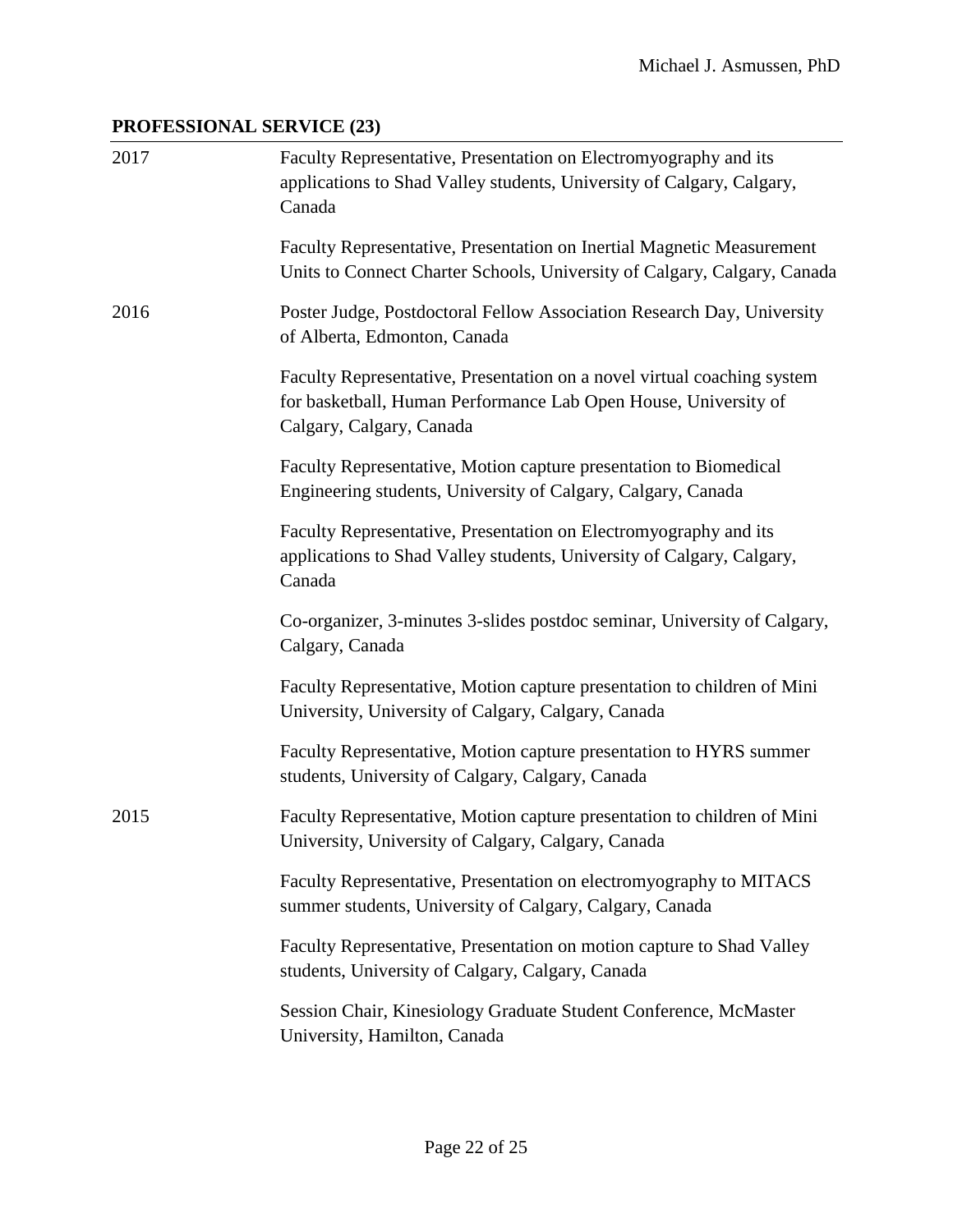## PROFESSIONAL SERVICE (23)

**2017**

Faculty Representative, Presentation on Electromyography and its applications to Shad Valley students, University of Calgary, Calgary, Canada

Faculty Representative, Presentation on Inertial Magnetic Measurement Units to Connect Charter Schools, University of Calgary, Calgary, Canada

**2016**

Poster Judge, Postdoctoral Fellow Association Research Day, University of Alberta, Edmonton, Canada

Faculty Representative, Presentation on a novel virtual coaching system for basketball, Human Performance Lab Open House, University of Calgary, Calgary, Canada

Faculty Representative, Motion capture presentation to Biomedical Engineering students, University of Calgary, Calgary, Canada

Faculty Representative, Presentation on Electromyography and its applications to Shad Valley students, University of Calgary, Calgary, Canada

Co-organizer, 3-minutes 3-slides postdoc seminar, University of Calgary, Calgary, Canada

Faculty Representative, Motion capture presentation to children of Mini University, University of Calgary, Calgary, Canada

Faculty Representative, Motion capture presentation to HYRS summer students, University of Calgary, Calgary, Canada

**2015**

Faculty Representative, Motion capture presentation to children of Mini University, University of Calgary, Calgary, Canada

Faculty Representative, Presentation on electromyography to MITACS summer students, University of Calgary, Calgary, Canada

Faculty Representative, Presentation on motion capture to Shad Valley students, University of Calgary, Calgary, Canada

Session Chair, Kinesiology Graduate Student Conference, McMaster University, Hamilton, Canada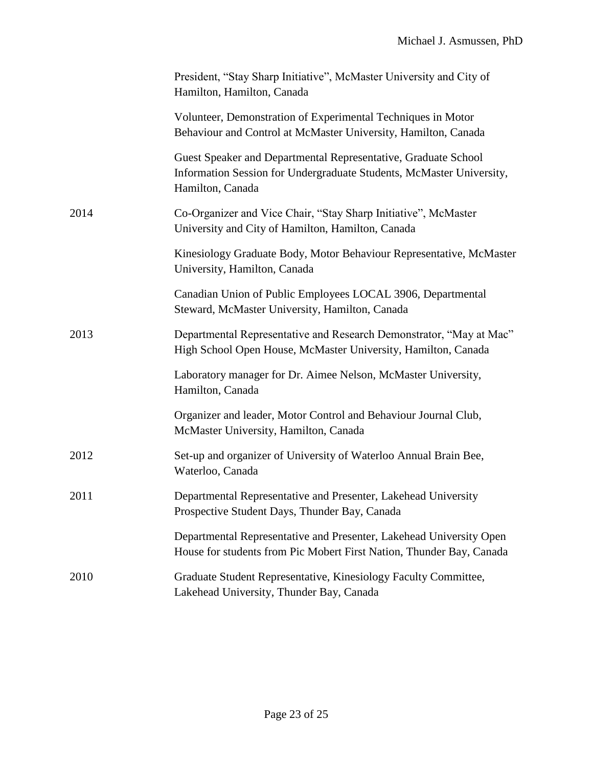President, "Stay Sharp Initiative", McMaster University and City of Hamilton, Hamilton, Canada

Volunteer, Demonstration of Experimental Techniques in Motor Behaviour and Control at McMaster University, Hamilton, Canada

Guest Speaker and Departmental Representative, Graduate School Information Session for Undergraduate Students, McMaster University, Hamilton, Canada

| | |
|---|---|
| 2014 | Co-Organizer and Vice Chair, "Stay Sharp Initiative", McMaster University and City of Hamilton, Hamilton, Canada |
| | Kinesiology Graduate Body, Motor Behaviour Representative, McMaster University, Hamilton, Canada |
| | Canadian Union of Public Employees LOCAL 3906, Departmental Steward, McMaster University, Hamilton, Canada |
| 2013 | Departmental Representative and Research Demonstrator, "May at Mac" High School Open House, McMaster University, Hamilton, Canada |
| | Laboratory manager for Dr. Aimee Nelson, McMaster University, Hamilton, Canada |
| | Organizer and leader, Motor Control and Behaviour Journal Club, McMaster University, Hamilton, Canada |
| 2012 | Set-up and organizer of University of Waterloo Annual Brain Bee, Waterloo, Canada |
| 2011 | Departmental Representative and Presenter, Lakehead University Prospective Student Days, Thunder Bay, Canada |
| | Departmental Representative and Presenter, Lakehead University Open House for students from Pic Mobert First Nation, Thunder Bay, Canada |
| 2010 | Graduate Student Representative, Kinesiology Faculty Committee, Lakehead University, Thunder Bay, Canada |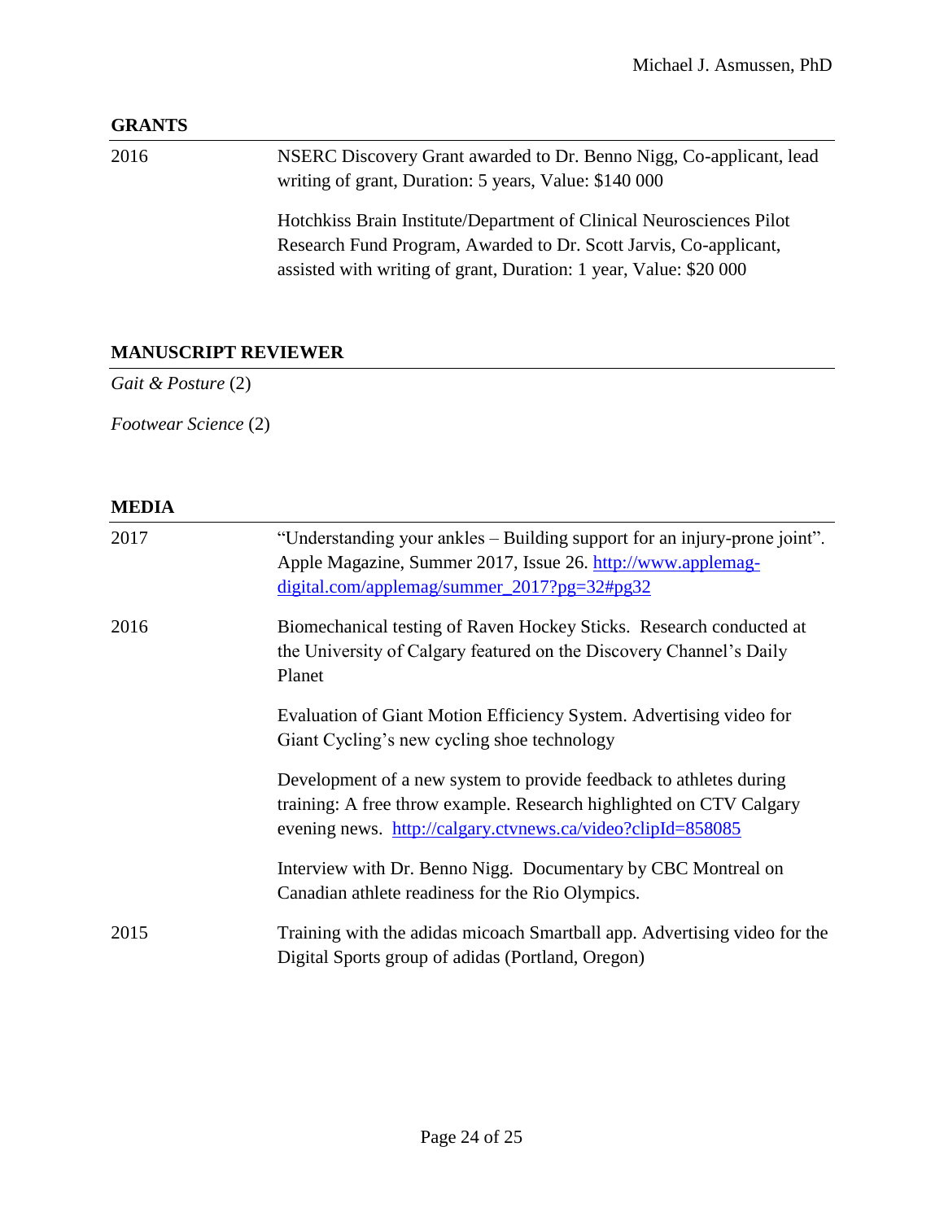## GRANTS

| | |
|---|---|
| 2016 | NSERC Discovery Grant awarded to Dr. Benno Nigg, Co-applicant, lead writing of grant, Duration: 5 years, Value: $140 000 |
| | Hotchkiss Brain Institute/Department of Clinical Neurosciences Pilot Research Fund Program, Awarded to Dr. Scott Jarvis, Co-applicant, assisted with writing of grant, Duration: 1 year, Value: $20 000 |

## MANUSCRIPT REVIEWER

*Gait & Posture* (2)

*Footwear Science* (2)

## MEDIA

| | |
|---|---|
| 2017 | "Understanding your ankles – Building support for an injury-prone joint". Apple Magazine, Summer 2017, Issue 26. http://www.applemag-digital.com/applemag/summer_2017?pg=32#pg32 |
| 2016 | Biomechanical testing of Raven Hockey Sticks. Research conducted at the University of Calgary featured on the Discovery Channel's Daily Planet |
| | Evaluation of Giant Motion Efficiency System. Advertising video for Giant Cycling's new cycling shoe technology |
| | Development of a new system to provide feedback to athletes during training: A free throw example. Research highlighted on CTV Calgary evening news. http://calgary.ctvnews.ca/video?clipId=858085 |
| | Interview with Dr. Benno Nigg. Documentary by CBC Montreal on Canadian athlete readiness for the Rio Olympics. |
| 2015 | Training with the adidas micoach Smartball app. Advertising video for the Digital Sports group of adidas (Portland, Oregon) |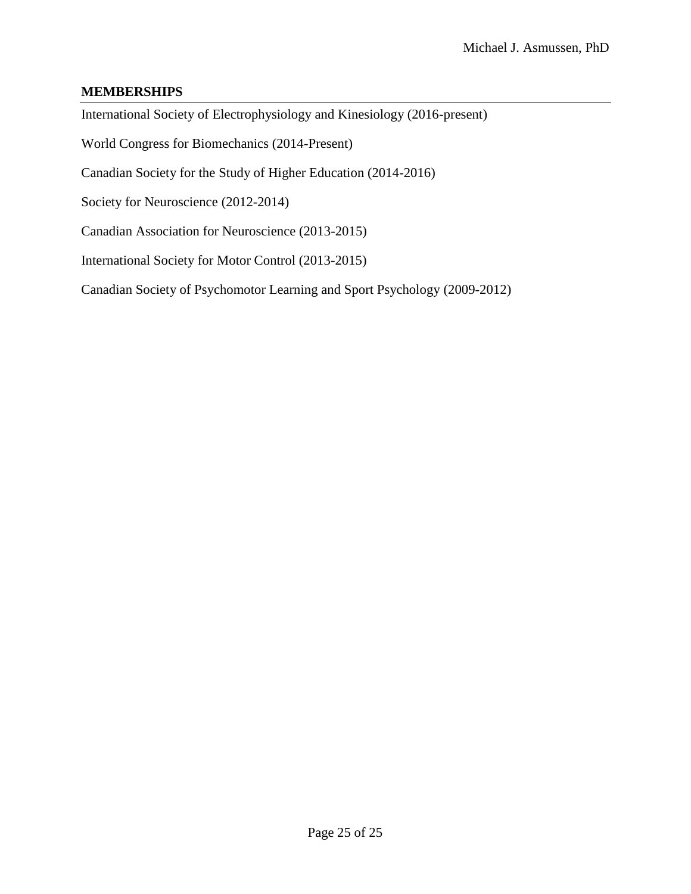## MEMBERSHIPS

International Society of Electrophysiology and Kinesiology (2016-present)

World Congress for Biomechanics (2014-Present)

Canadian Society for the Study of Higher Education (2014-2016)

Society for Neuroscience (2012-2014)

Canadian Association for Neuroscience (2013-2015)

International Society for Motor Control (2013-2015)

Canadian Society of Psychomotor Learning and Sport Psychology (2009-2012)